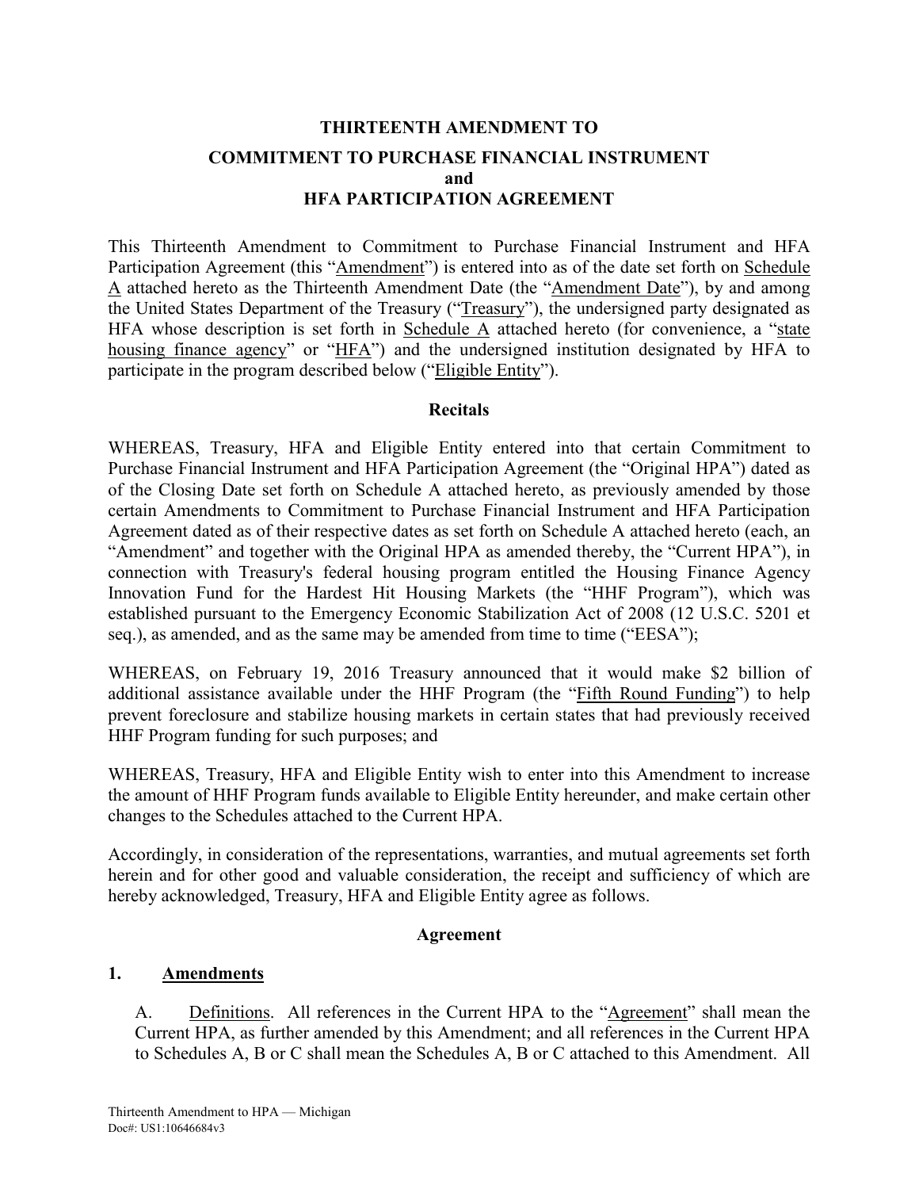# THIRTEENTH AMENDMENT TO
# COMMITMENT TO PURCHASE FINANCIAL INSTRUMENT
# and
# HFA PARTICIPATION AGREEMENT

This Thirteenth Amendment to Commitment to Purchase Financial Instrument and HFA Participation Agreement (this "Amendment") is entered into as of the date set forth on Schedule A attached hereto as the Thirteenth Amendment Date (the "Amendment Date"), by and among the United States Department of the Treasury ("Treasury"), the undersigned party designated as HFA whose description is set forth in Schedule A attached hereto (for convenience, a "state housing finance agency" or "HFA") and the undersigned institution designated by HFA to participate in the program described below ("Eligible Entity").

## Recitals

WHEREAS, Treasury, HFA and Eligible Entity entered into that certain Commitment to Purchase Financial Instrument and HFA Participation Agreement (the "Original HPA") dated as of the Closing Date set forth on Schedule A attached hereto, as previously amended by those certain Amendments to Commitment to Purchase Financial Instrument and HFA Participation Agreement dated as of their respective dates as set forth on Schedule A attached hereto (each, an "Amendment" and together with the Original HPA as amended thereby, the "Current HPA"), in connection with Treasury's federal housing program entitled the Housing Finance Agency Innovation Fund for the Hardest Hit Housing Markets (the "HHF Program"), which was established pursuant to the Emergency Economic Stabilization Act of 2008 (12 U.S.C. 5201 et seq.), as amended, and as the same may be amended from time to time ("EESA");

WHEREAS, on February 19, 2016 Treasury announced that it would make $2 billion of additional assistance available under the HHF Program (the "Fifth Round Funding") to help prevent foreclosure and stabilize housing markets in certain states that had previously received HHF Program funding for such purposes; and

WHEREAS, Treasury, HFA and Eligible Entity wish to enter into this Amendment to increase the amount of HHF Program funds available to Eligible Entity hereunder, and make certain other changes to the Schedules attached to the Current HPA.

Accordingly, in consideration of the representations, warranties, and mutual agreements set forth herein and for other good and valuable consideration, the receipt and sufficiency of which are hereby acknowledged, Treasury, HFA and Eligible Entity agree as follows.

## Agreement

### 1. Amendments

A. Definitions. All references in the Current HPA to the "Agreement" shall mean the Current HPA, as further amended by this Amendment; and all references in the Current HPA to Schedules A, B or C shall mean the Schedules A, B or C attached to this Amendment. All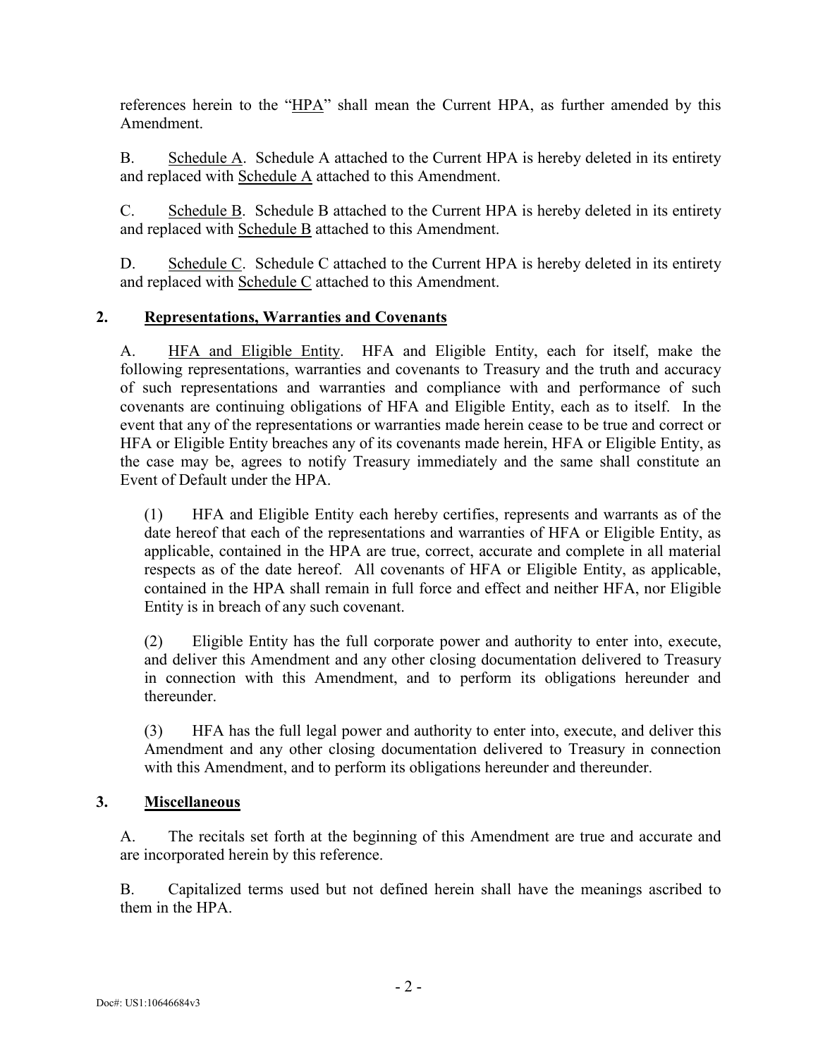references herein to the "HPA" shall mean the Current HPA, as further amended by this Amendment.

B. Schedule A. Schedule A attached to the Current HPA is hereby deleted in its entirety and replaced with Schedule A attached to this Amendment.

C. Schedule B. Schedule B attached to the Current HPA is hereby deleted in its entirety and replaced with Schedule B attached to this Amendment.

D. Schedule C. Schedule C attached to the Current HPA is hereby deleted in its entirety and replaced with Schedule C attached to this Amendment.

## 2. Representations, Warranties and Covenants

A. HFA and Eligible Entity. HFA and Eligible Entity, each for itself, make the following representations, warranties and covenants to Treasury and the truth and accuracy of such representations and warranties and compliance with and performance of such covenants are continuing obligations of HFA and Eligible Entity, each as to itself. In the event that any of the representations or warranties made herein cease to be true and correct or HFA or Eligible Entity breaches any of its covenants made herein, HFA or Eligible Entity, as the case may be, agrees to notify Treasury immediately and the same shall constitute an Event of Default under the HPA.

(1) HFA and Eligible Entity each hereby certifies, represents and warrants as of the date hereof that each of the representations and warranties of HFA or Eligible Entity, as applicable, contained in the HPA are true, correct, accurate and complete in all material respects as of the date hereof. All covenants of HFA or Eligible Entity, as applicable, contained in the HPA shall remain in full force and effect and neither HFA, nor Eligible Entity is in breach of any such covenant.

(2) Eligible Entity has the full corporate power and authority to enter into, execute, and deliver this Amendment and any other closing documentation delivered to Treasury in connection with this Amendment, and to perform its obligations hereunder and thereunder.

(3) HFA has the full legal power and authority to enter into, execute, and deliver this Amendment and any other closing documentation delivered to Treasury in connection with this Amendment, and to perform its obligations hereunder and thereunder.

## 3. Miscellaneous

A. The recitals set forth at the beginning of this Amendment are true and accurate and are incorporated herein by this reference.

B. Capitalized terms used but not defined herein shall have the meanings ascribed to them in the HPA.

Doc#: US1:10646684v3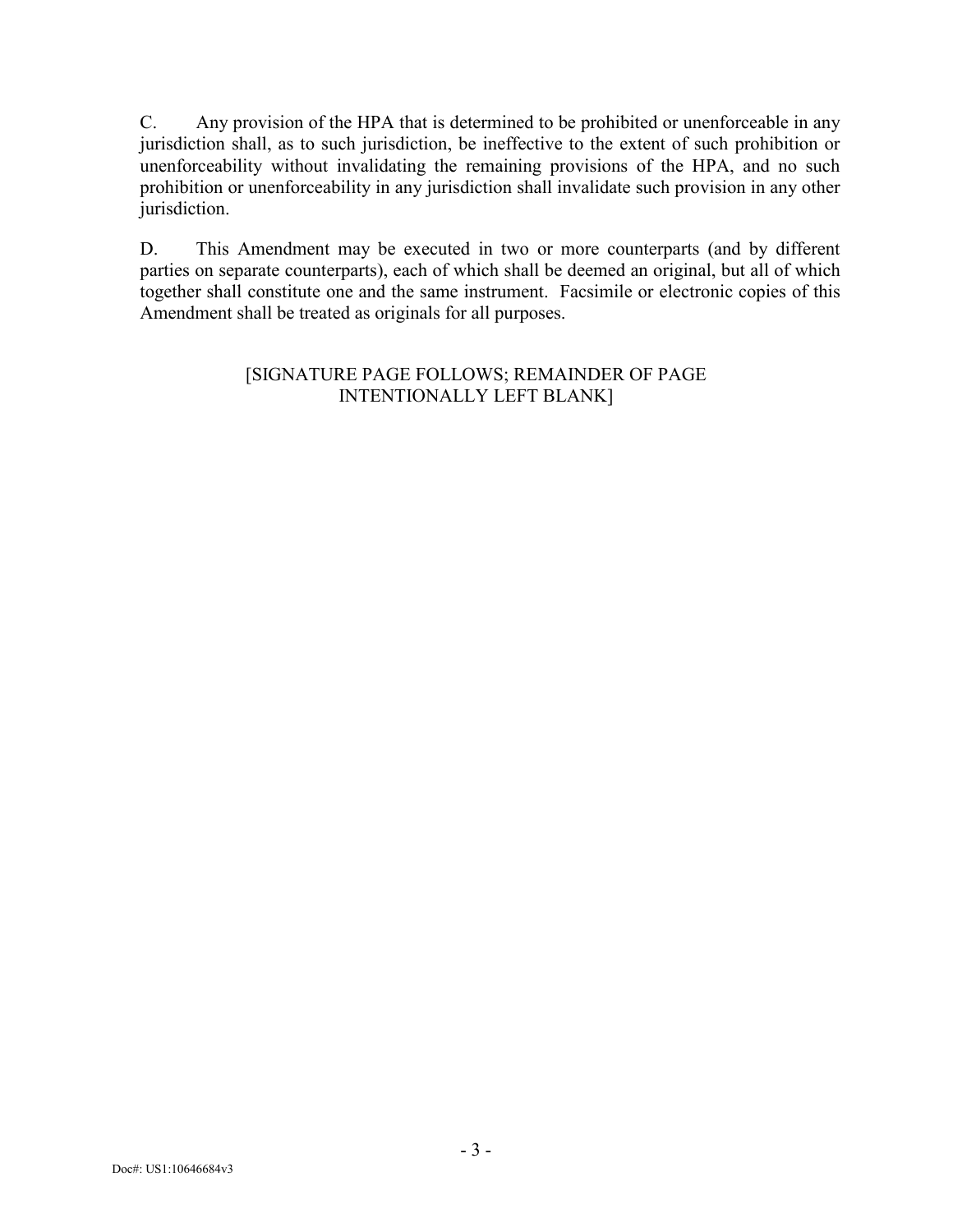C. Any provision of the HPA that is determined to be prohibited or unenforceable in any jurisdiction shall, as to such jurisdiction, be ineffective to the extent of such prohibition or unenforceability without invalidating the remaining provisions of the HPA, and no such prohibition or unenforceability in any jurisdiction shall invalidate such provision in any other jurisdiction.

D. This Amendment may be executed in two or more counterparts (and by different parties on separate counterparts), each of which shall be deemed an original, but all of which together shall constitute one and the same instrument. Facsimile or electronic copies of this Amendment shall be treated as originals for all purposes.

[SIGNATURE PAGE FOLLOWS; REMAINDER OF PAGE INTENTIONALLY LEFT BLANK]

Doc#: US1:10646684v3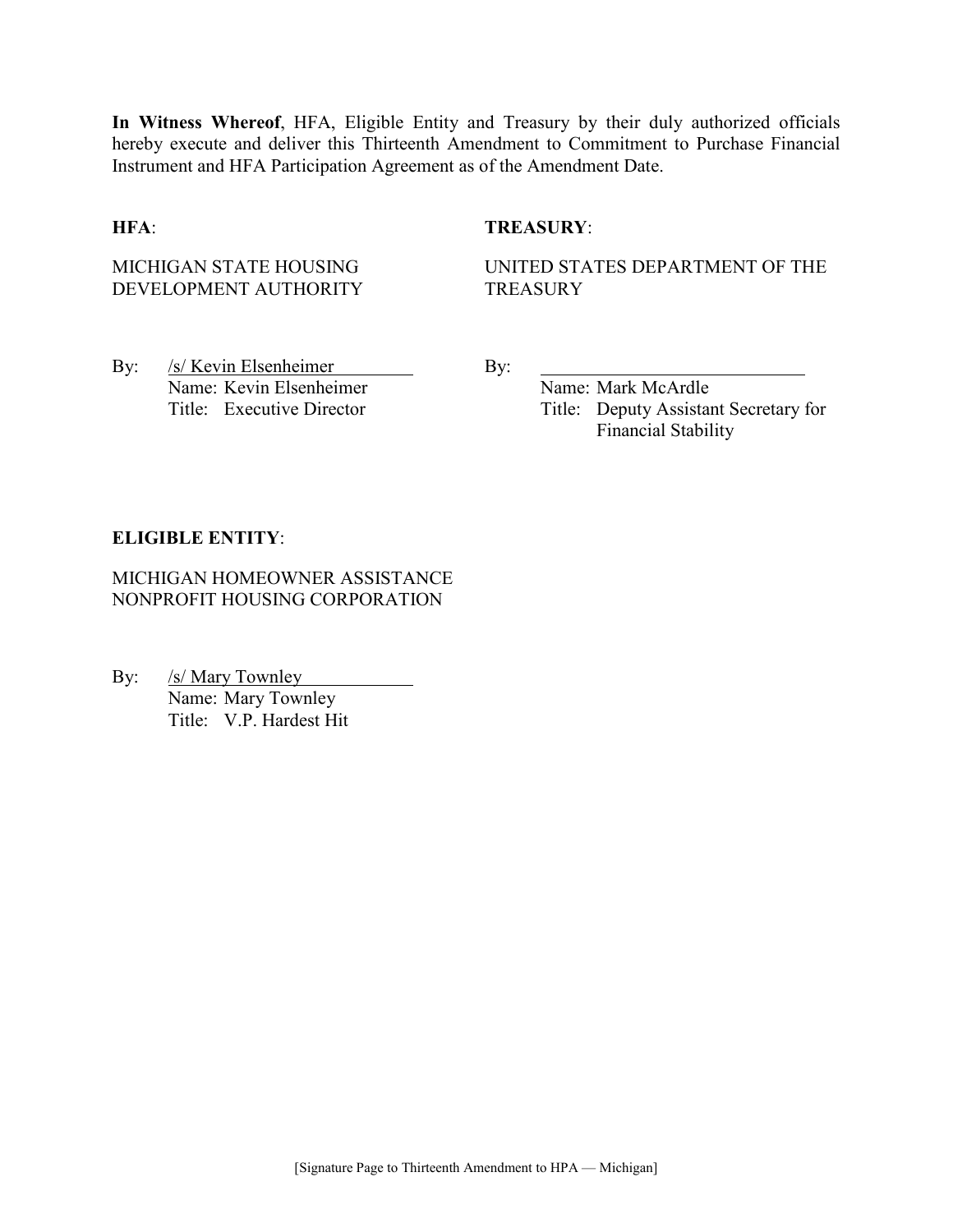**In Witness Whereof**, HFA, Eligible Entity and Treasury by their duly authorized officials hereby execute and deliver this Thirteenth Amendment to Commitment to Purchase Financial Instrument and HFA Participation Agreement as of the Amendment Date.

**HFA**:

MICHIGAN STATE HOUSING DEVELOPMENT AUTHORITY

By: /s/ Kevin Elsenheimer
Name: Kevin Elsenheimer
Title: Executive Director

**TREASURY**:

UNITED STATES DEPARTMENT OF THE TREASURY

By: ______________________________
Name: Mark McArdle
Title: Deputy Assistant Secretary for Financial Stability

**ELIGIBLE ENTITY**:

MICHIGAN HOMEOWNER ASSISTANCE NONPROFIT HOUSING CORPORATION

By: /s/ Mary Townley
Name: Mary Townley
Title: V.P. Hardest Hit

[Signature Page to Thirteenth Amendment to HPA — Michigan]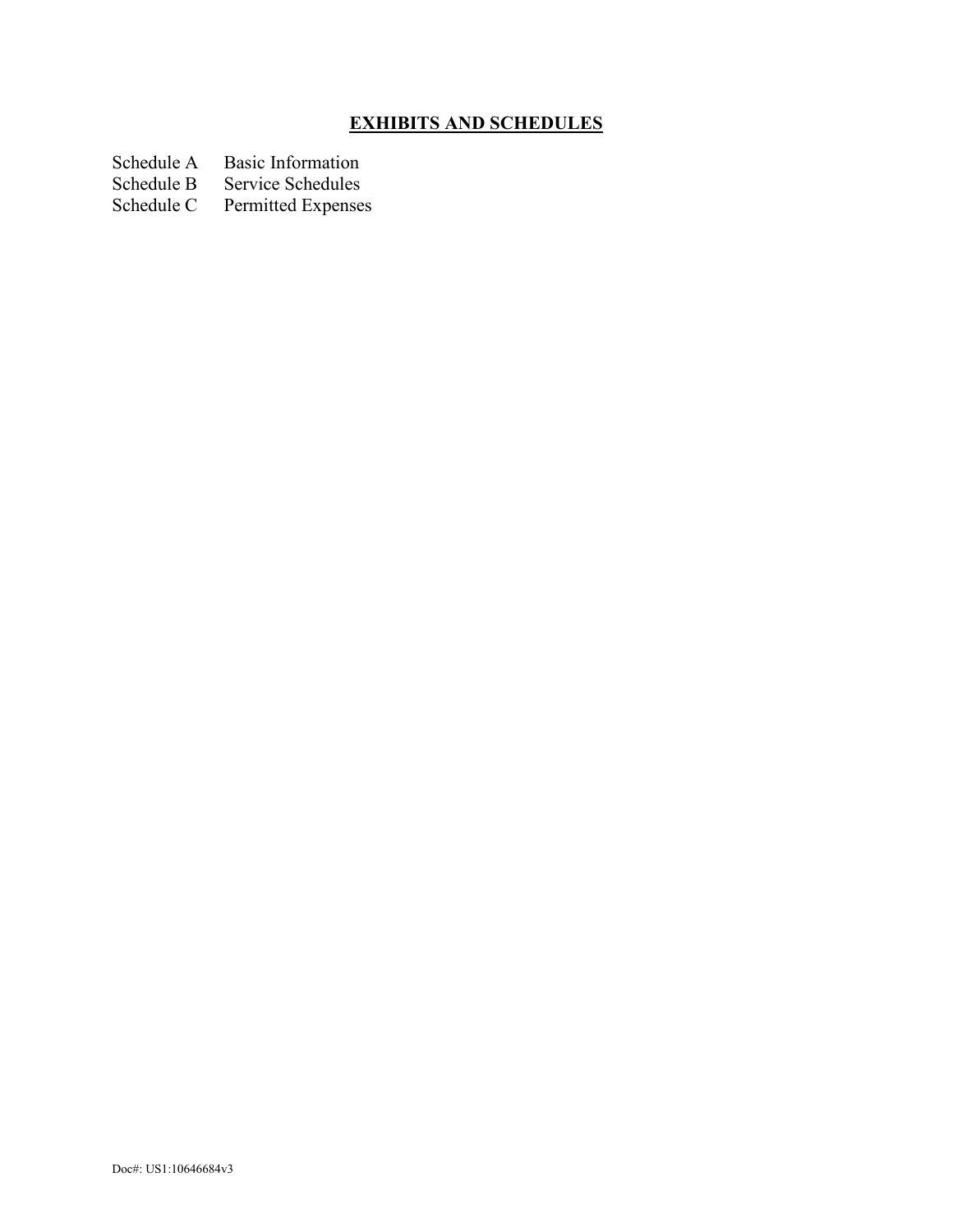# **EXHIBITS AND SCHEDULES**

Schedule A Basic Information
Schedule B Service Schedules
Schedule C Permitted Expenses

Doc#: US1:10646684v3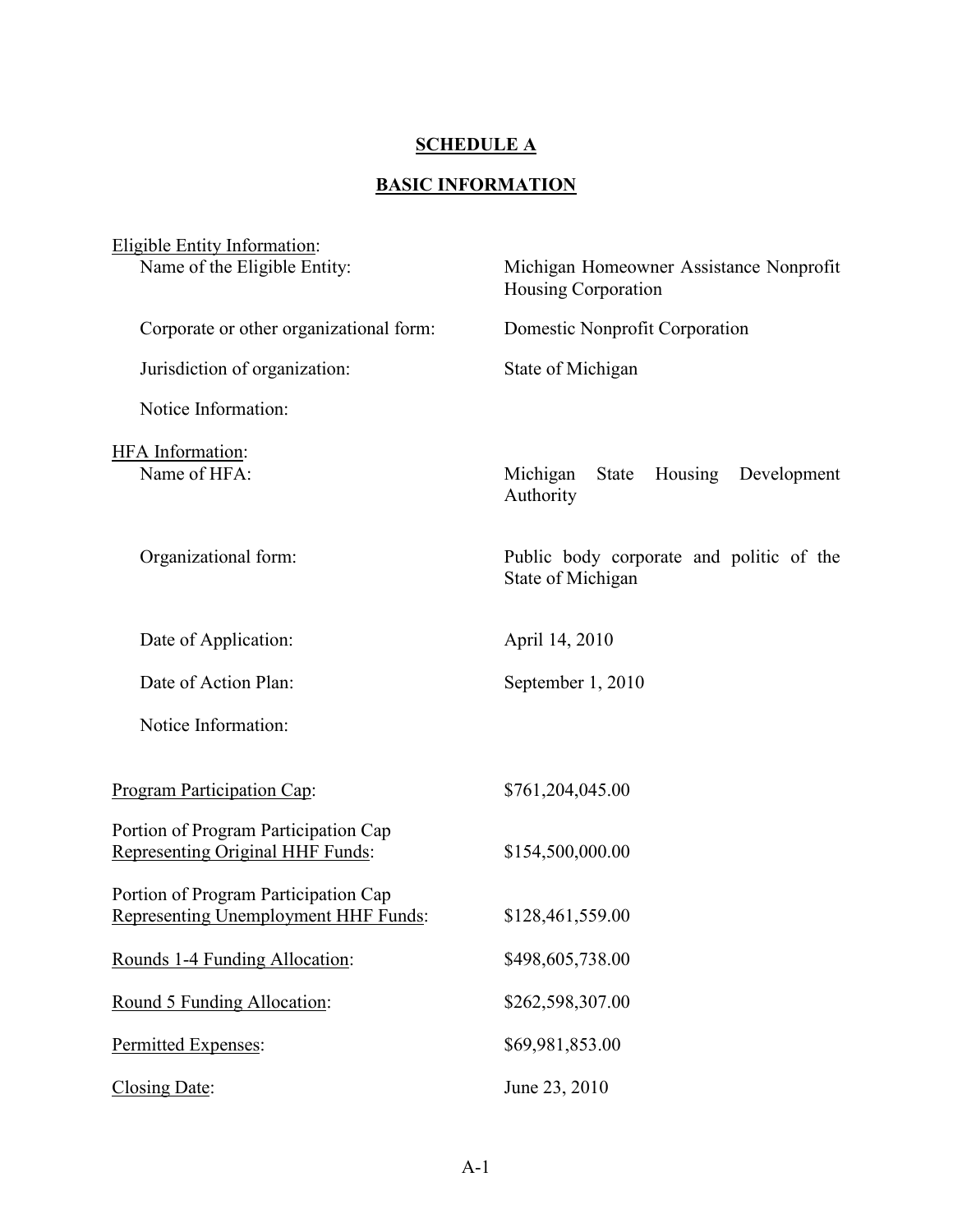# SCHEDULE A

## BASIC INFORMATION

Eligible Entity Information:

| | |
|---|---|
| Name of the Eligible Entity: | Michigan Homeowner Assistance Nonprofit Housing Corporation |
| Corporate or other organizational form: | Domestic Nonprofit Corporation |
| Jurisdiction of organization: | State of Michigan |
| Notice Information: | |

HFA Information:

| | |
|---|---|
| Name of HFA: | Michigan State Housing Development Authority |
| Organizational form: | Public body corporate and politic of the State of Michigan |
| Date of Application: | April 14, 2010 |
| Date of Action Plan: | September 1, 2010 |
| Notice Information: | |

| | |
|---|---|
| Program Participation Cap: | $761,204,045.00 |
| Portion of Program Participation Cap Representing Original HHF Funds: | $154,500,000.00 |
| Portion of Program Participation Cap Representing Unemployment HHF Funds: | $128,461,559.00 |
| Rounds 1-4 Funding Allocation: | $498,605,738.00 |
| Round 5 Funding Allocation: | $262,598,307.00 |
| Permitted Expenses: | $69,981,853.00 |
| Closing Date: | June 23, 2010 |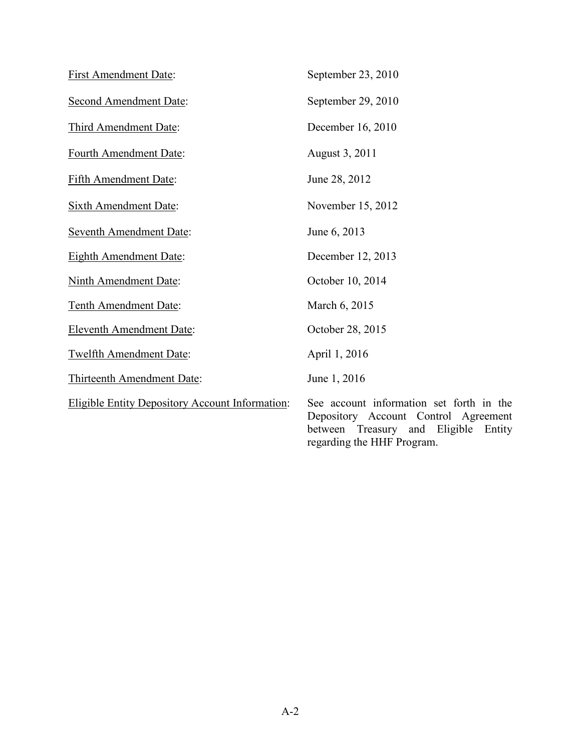| | |
|---|---|
| First Amendment Date: | September 23, 2010 |
| Second Amendment Date: | September 29, 2010 |
| Third Amendment Date: | December 16, 2010 |
| Fourth Amendment Date: | August 3, 2011 |
| Fifth Amendment Date: | June 28, 2012 |
| Sixth Amendment Date: | November 15, 2012 |
| Seventh Amendment Date: | June 6, 2013 |
| Eighth Amendment Date: | December 12, 2013 |
| Ninth Amendment Date: | October 10, 2014 |
| Tenth Amendment Date: | March 6, 2015 |
| Eleventh Amendment Date: | October 28, 2015 |
| Twelfth Amendment Date: | April 1, 2016 |
| Thirteenth Amendment Date: | June 1, 2016 |
| Eligible Entity Depository Account Information: | See account information set forth in the Depository Account Control Agreement between Treasury and Eligible Entity regarding the HHF Program. |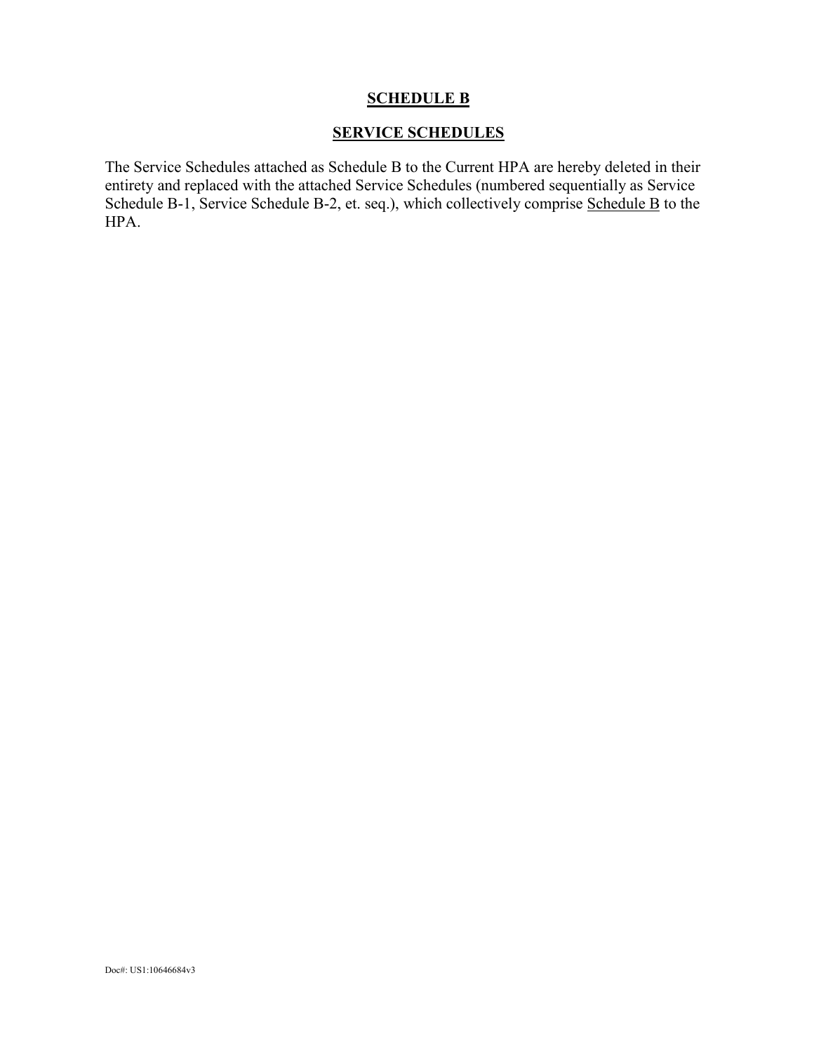# SCHEDULE B

## SERVICE SCHEDULES

The Service Schedules attached as Schedule B to the Current HPA are hereby deleted in their entirety and replaced with the attached Service Schedules (numbered sequentially as Service Schedule B-1, Service Schedule B-2, et. seq.), which collectively comprise Schedule B to the HPA.

Doc#: US1:10646684v3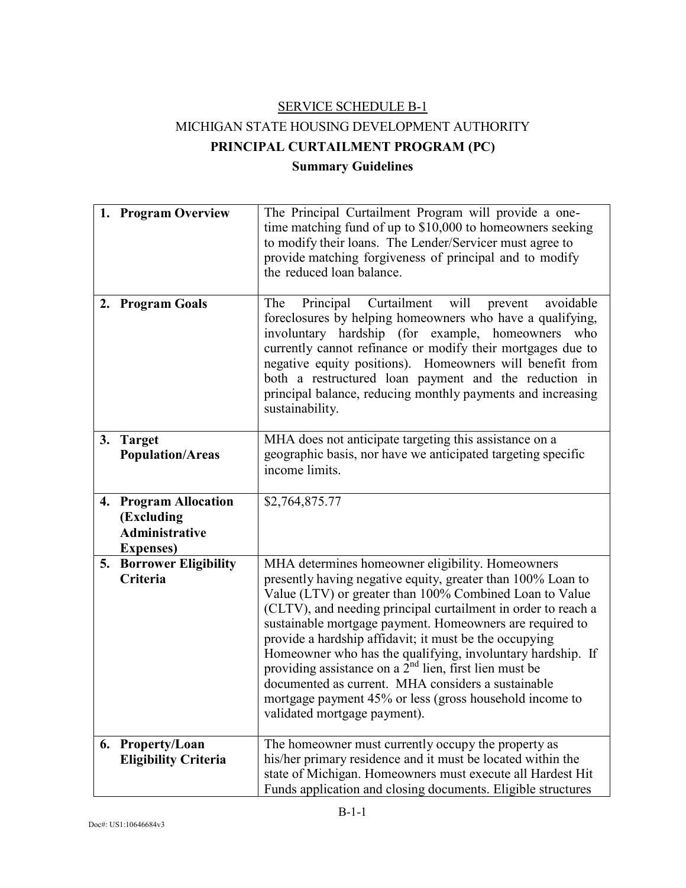SERVICE SCHEDULE B-1

MICHIGAN STATE HOUSING DEVELOPMENT AUTHORITY

**PRINCIPAL CURTAILMENT PROGRAM (PC)**

**Summary Guidelines**

| | |
|---|---|
| **1. Program Overview** | The Principal Curtailment Program will provide a one-time matching fund of up to $10,000 to homeowners seeking to modify their loans. The Lender/Servicer must agree to provide matching forgiveness of principal and to modify the reduced loan balance. |
| **2. Program Goals** | The Principal Curtailment will prevent avoidable foreclosures by helping homeowners who have a qualifying, involuntary hardship (for example, homeowners who currently cannot refinance or modify their mortgages due to negative equity positions). Homeowners will benefit from both a restructured loan payment and the reduction in principal balance, reducing monthly payments and increasing sustainability. |
| **3. Target Population/Areas** | MHA does not anticipate targeting this assistance on a geographic basis, nor have we anticipated targeting specific income limits. |
| **4. Program Allocation (Excluding Administrative Expenses)** | $2,764,875.77 |
| **5. Borrower Eligibility Criteria** | MHA determines homeowner eligibility. Homeowners presently having negative equity, greater than 100% Loan to Value (LTV) or greater than 100% Combined Loan to Value (CLTV), and needing principal curtailment in order to reach a sustainable mortgage payment. Homeowners are required to provide a hardship affidavit; it must be the occupying Homeowner who has the qualifying, involuntary hardship. If providing assistance on a 2nd lien, first lien must be documented as current. MHA considers a sustainable mortgage payment 45% or less (gross household income to validated mortgage payment). |
| **6. Property/Loan Eligibility Criteria** | The homeowner must currently occupy the property as his/her primary residence and it must be located within the state of Michigan. Homeowners must execute all Hardest Hit Funds application and closing documents. Eligible structures |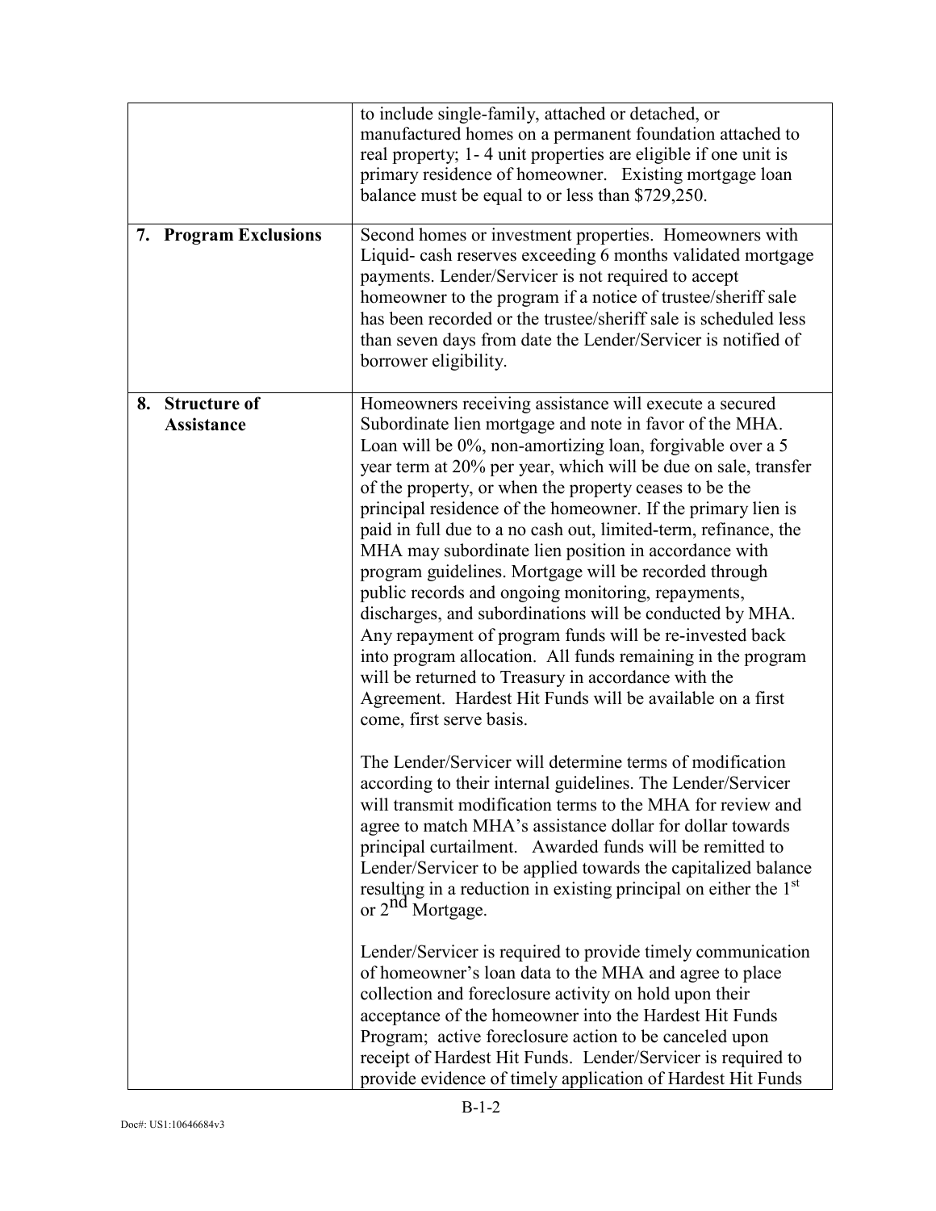| | |
|---|---|
| | to include single-family, attached or detached, or manufactured homes on a permanent foundation attached to real property; 1- 4 unit properties are eligible if one unit is primary residence of homeowner. Existing mortgage loan balance must be equal to or less than $729,250. |
| **7. Program Exclusions** | Second homes or investment properties. Homeowners with Liquid- cash reserves exceeding 6 months validated mortgage payments. Lender/Servicer is not required to accept homeowner to the program if a notice of trustee/sheriff sale has been recorded or the trustee/sheriff sale is scheduled less than seven days from date the Lender/Servicer is notified of borrower eligibility. |
| **8. Structure of Assistance** | Homeowners receiving assistance will execute a secured Subordinate lien mortgage and note in favor of the MHA. Loan will be 0%, non-amortizing loan, forgivable over a 5 year term at 20% per year, which will be due on sale, transfer of the property, or when the property ceases to be the principal residence of the homeowner. If the primary lien is paid in full due to a no cash out, limited-term, refinance, the MHA may subordinate lien position in accordance with program guidelines. Mortgage will be recorded through public records and ongoing monitoring, repayments, discharges, and subordinations will be conducted by MHA. Any repayment of program funds will be re-invested back into program allocation. All funds remaining in the program will be returned to Treasury in accordance with the Agreement. Hardest Hit Funds will be available on a first come, first serve basis.<br><br>The Lender/Servicer will determine terms of modification according to their internal guidelines. The Lender/Servicer will transmit modification terms to the MHA for review and agree to match MHA's assistance dollar for dollar towards principal curtailment. Awarded funds will be remitted to Lender/Servicer to be applied towards the capitalized balance resulting in a reduction in existing principal on either the 1st or 2nd Mortgage.<br><br>Lender/Servicer is required to provide timely communication of homeowner's loan data to the MHA and agree to place collection and foreclosure activity on hold upon their acceptance of the homeowner into the Hardest Hit Funds Program; active foreclosure action to be canceled upon receipt of Hardest Hit Funds. Lender/Servicer is required to provide evidence of timely application of Hardest Hit Funds |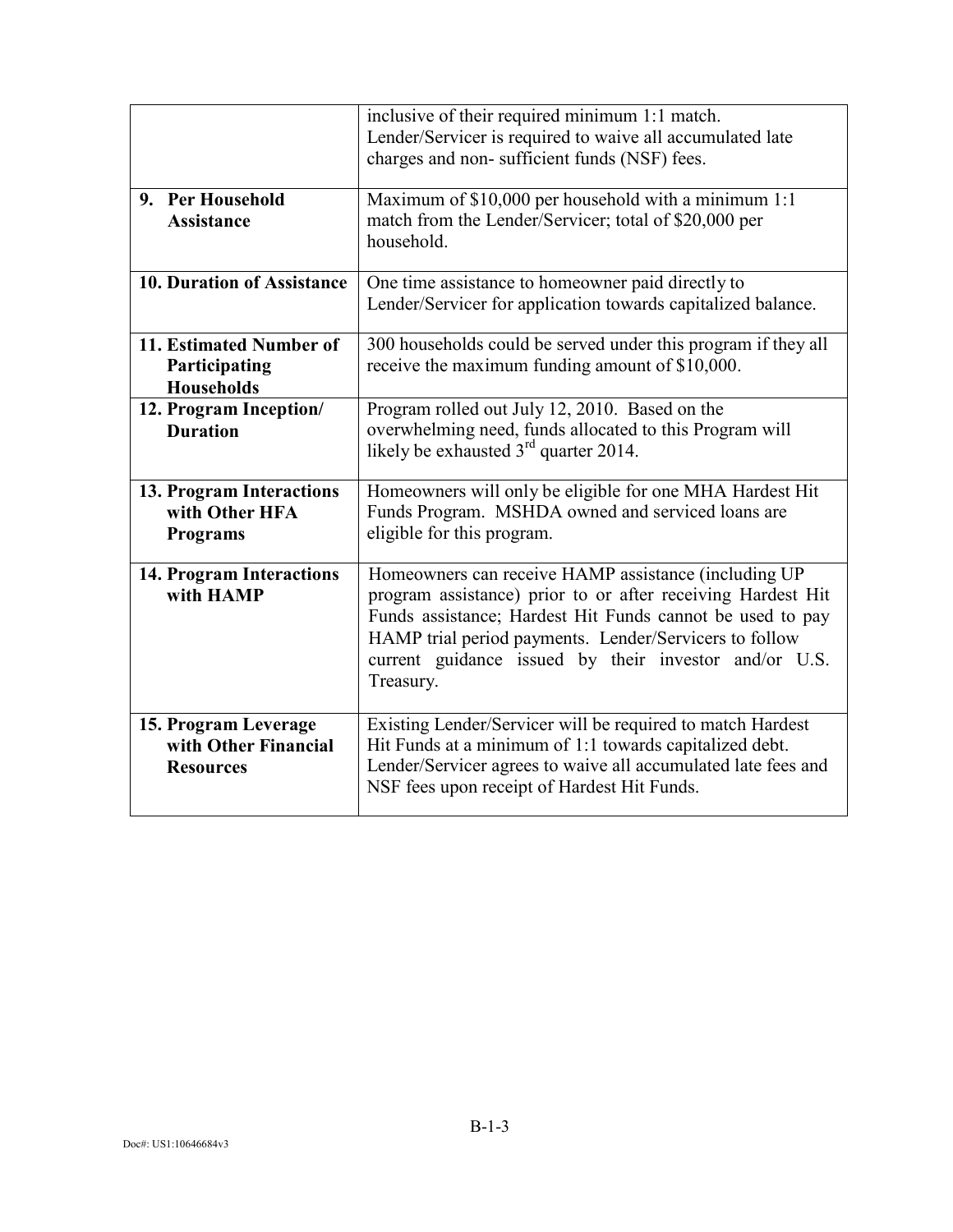| | |
|---|---|
| | inclusive of their required minimum 1:1 match. Lender/Servicer is required to waive all accumulated late charges and non- sufficient funds (NSF) fees. |
| **9. Per Household Assistance** | Maximum of $10,000 per household with a minimum 1:1 match from the Lender/Servicer; total of $20,000 per household. |
| **10. Duration of Assistance** | One time assistance to homeowner paid directly to Lender/Servicer for application towards capitalized balance. |
| **11. Estimated Number of Participating Households** | 300 households could be served under this program if they all receive the maximum funding amount of $10,000. |
| **12. Program Inception/ Duration** | Program rolled out July 12, 2010. Based on the overwhelming need, funds allocated to this Program will likely be exhausted 3rd quarter 2014. |
| **13. Program Interactions with Other HFA Programs** | Homeowners will only be eligible for one MHA Hardest Hit Funds Program. MSHDA owned and serviced loans are eligible for this program. |
| **14. Program Interactions with HAMP** | Homeowners can receive HAMP assistance (including UP program assistance) prior to or after receiving Hardest Hit Funds assistance; Hardest Hit Funds cannot be used to pay HAMP trial period payments. Lender/Servicers to follow current guidance issued by their investor and/or U.S. Treasury. |
| **15. Program Leverage with Other Financial Resources** | Existing Lender/Servicer will be required to match Hardest Hit Funds at a minimum of 1:1 towards capitalized debt. Lender/Servicer agrees to waive all accumulated late fees and NSF fees upon receipt of Hardest Hit Funds. |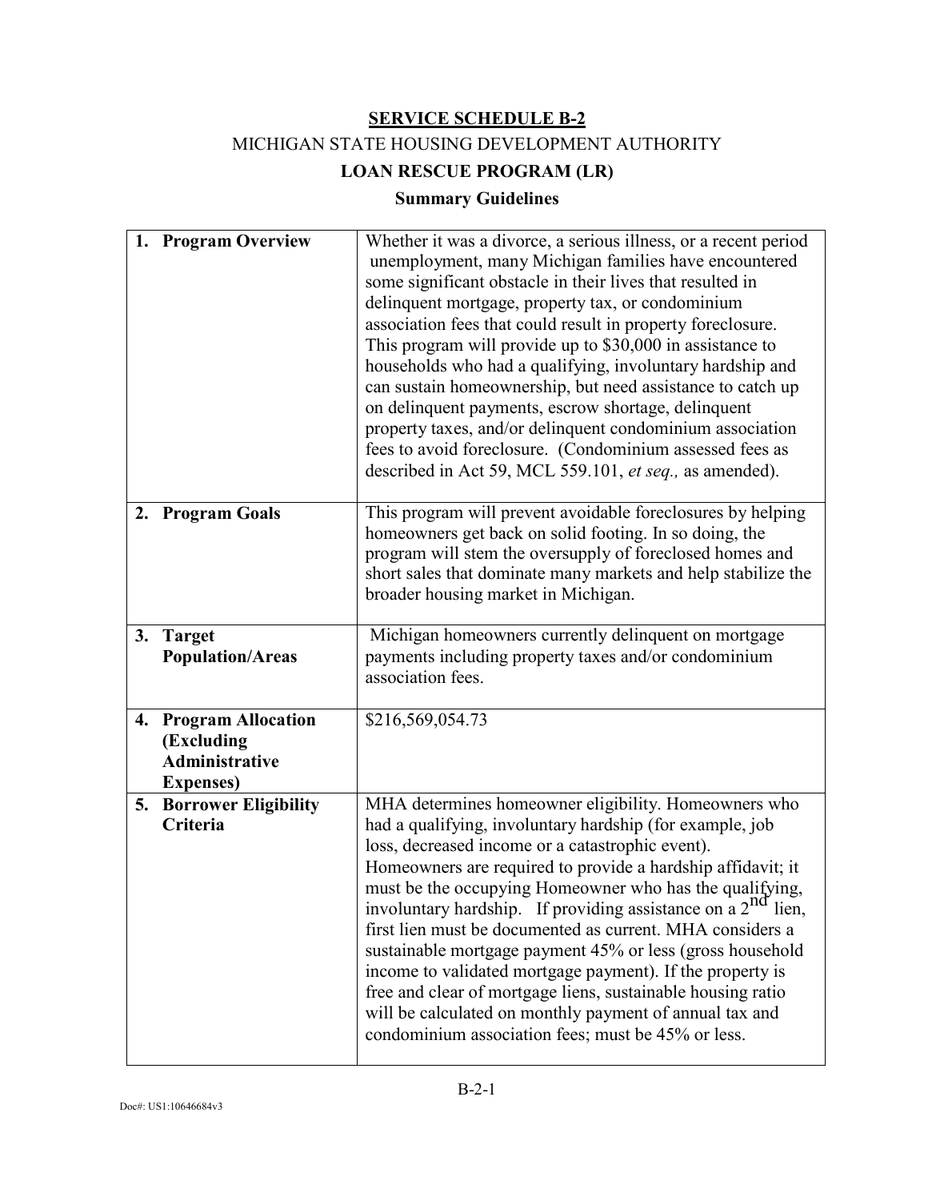**SERVICE SCHEDULE B-2**

MICHIGAN STATE HOUSING DEVELOPMENT AUTHORITY

**LOAN RESCUE PROGRAM (LR)**

**Summary Guidelines**

| | |
|---|---|
| **1. Program Overview** | Whether it was a divorce, a serious illness, or a recent period unemployment, many Michigan families have encountered some significant obstacle in their lives that resulted in delinquent mortgage, property tax, or condominium association fees that could result in property foreclosure. This program will provide up to $30,000 in assistance to households who had a qualifying, involuntary hardship and can sustain homeownership, but need assistance to catch up on delinquent payments, escrow shortage, delinquent property taxes, and/or delinquent condominium association fees to avoid foreclosure. (Condominium assessed fees as described in Act 59, MCL 559.101, *et seq.,* as amended). |
| **2. Program Goals** | This program will prevent avoidable foreclosures by helping homeowners get back on solid footing. In so doing, the program will stem the oversupply of foreclosed homes and short sales that dominate many markets and help stabilize the broader housing market in Michigan. |
| **3. Target Population/Areas** | Michigan homeowners currently delinquent on mortgage payments including property taxes and/or condominium association fees. |
| **4. Program Allocation (Excluding Administrative Expenses)** | $216,569,054.73 |
| **5. Borrower Eligibility Criteria** | MHA determines homeowner eligibility. Homeowners who had a qualifying, involuntary hardship (for example, job loss, decreased income or a catastrophic event). Homeowners are required to provide a hardship affidavit; it must be the occupying Homeowner who has the qualifying, involuntary hardship. If providing assistance on a 2nd lien, first lien must be documented as current. MHA considers a sustainable mortgage payment 45% or less (gross household income to validated mortgage payment). If the property is free and clear of mortgage liens, sustainable housing ratio will be calculated on monthly payment of annual tax and condominium association fees; must be 45% or less. |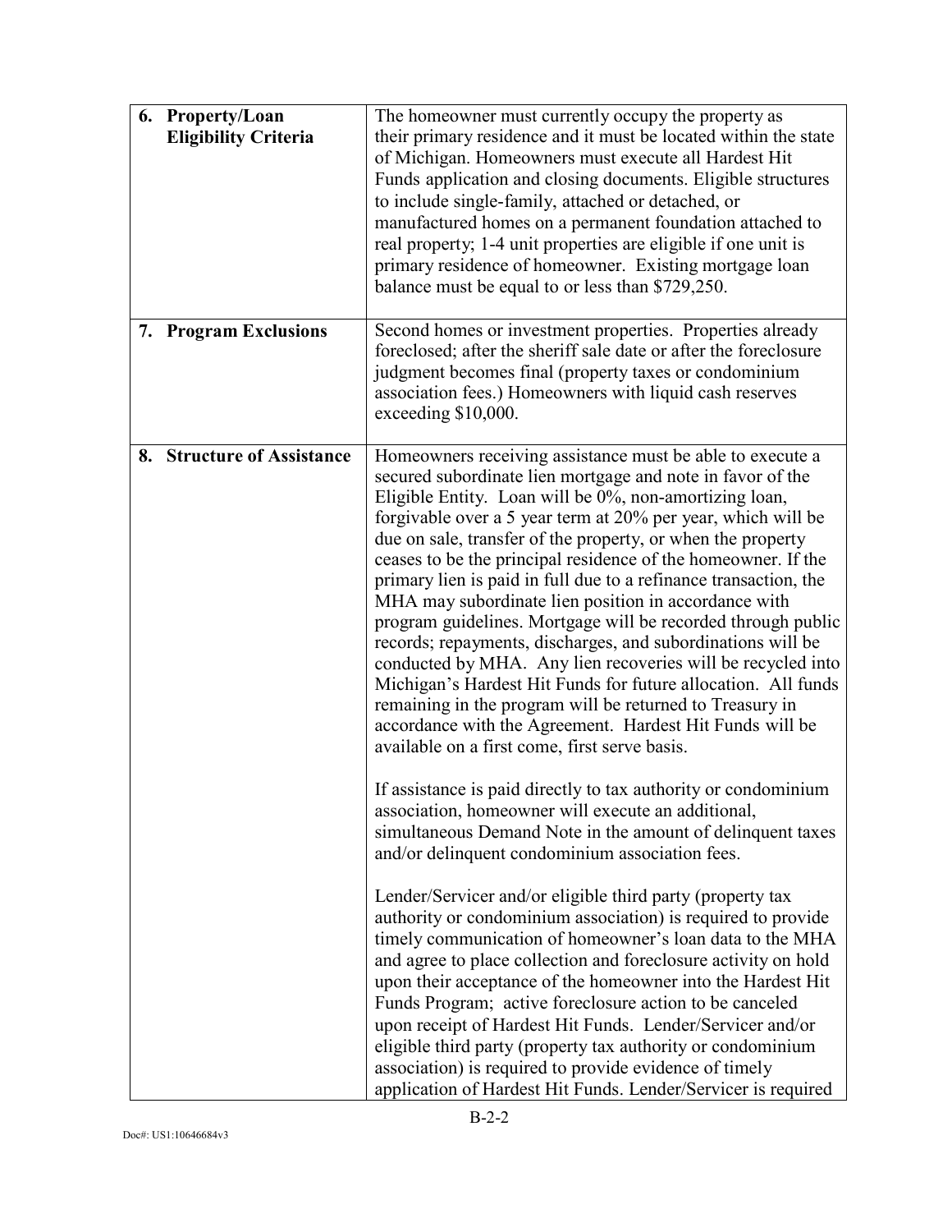| | |
|---|---|
| **6. Property/Loan Eligibility Criteria** | The homeowner must currently occupy the property as their primary residence and it must be located within the state of Michigan. Homeowners must execute all Hardest Hit Funds application and closing documents. Eligible structures to include single-family, attached or detached, or manufactured homes on a permanent foundation attached to real property; 1-4 unit properties are eligible if one unit is primary residence of homeowner. Existing mortgage loan balance must be equal to or less than $729,250. |
| **7. Program Exclusions** | Second homes or investment properties. Properties already foreclosed; after the sheriff sale date or after the foreclosure judgment becomes final (property taxes or condominium association fees.) Homeowners with liquid cash reserves exceeding $10,000. |
| **8. Structure of Assistance** | Homeowners receiving assistance must be able to execute a secured subordinate lien mortgage and note in favor of the Eligible Entity. Loan will be 0%, non-amortizing loan, forgivable over a 5 year term at 20% per year, which will be due on sale, transfer of the property, or when the property ceases to be the principal residence of the homeowner. If the primary lien is paid in full due to a refinance transaction, the MHA may subordinate lien position in accordance with program guidelines. Mortgage will be recorded through public records; repayments, discharges, and subordinations will be conducted by MHA. Any lien recoveries will be recycled into Michigan's Hardest Hit Funds for future allocation. All funds remaining in the program will be returned to Treasury in accordance with the Agreement. Hardest Hit Funds will be available on a first come, first serve basis.<br><br>If assistance is paid directly to tax authority or condominium association, homeowner will execute an additional, simultaneous Demand Note in the amount of delinquent taxes and/or delinquent condominium association fees.<br><br>Lender/Servicer and/or eligible third party (property tax authority or condominium association) is required to provide timely communication of homeowner's loan data to the MHA and agree to place collection and foreclosure activity on hold upon their acceptance of the homeowner into the Hardest Hit Funds Program; active foreclosure action to be canceled upon receipt of Hardest Hit Funds. Lender/Servicer and/or eligible third party (property tax authority or condominium association) is required to provide evidence of timely application of Hardest Hit Funds. Lender/Servicer is required |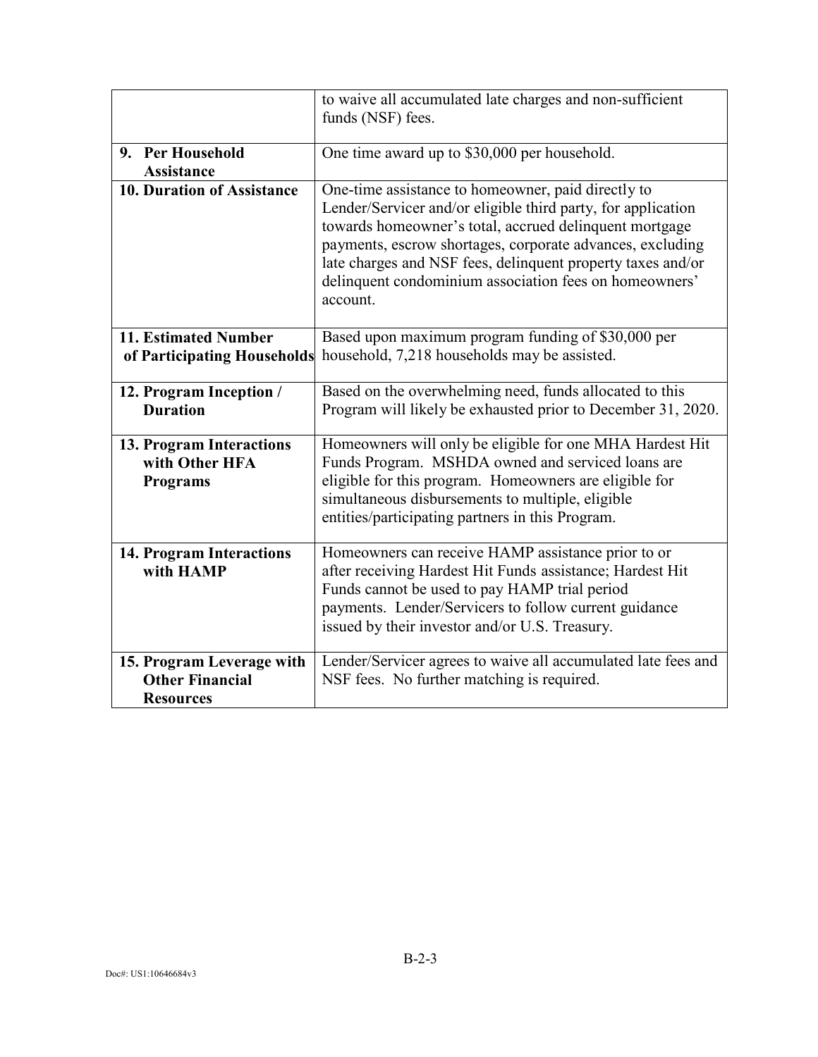| | |
|---|---|
| | to waive all accumulated late charges and non-sufficient funds (NSF) fees. |
| **9. Per Household Assistance** | One time award up to $30,000 per household. |
| **10. Duration of Assistance** | One-time assistance to homeowner, paid directly to Lender/Servicer and/or eligible third party, for application towards homeowner's total, accrued delinquent mortgage payments, escrow shortages, corporate advances, excluding late charges and NSF fees, delinquent property taxes and/or delinquent condominium association fees on homeowners' account. |
| **11. Estimated Number of Participating Households** | Based upon maximum program funding of $30,000 per household, 7,218 households may be assisted. |
| **12. Program Inception / Duration** | Based on the overwhelming need, funds allocated to this Program will likely be exhausted prior to December 31, 2020. |
| **13. Program Interactions with Other HFA Programs** | Homeowners will only be eligible for one MHA Hardest Hit Funds Program. MSHDA owned and serviced loans are eligible for this program. Homeowners are eligible for simultaneous disbursements to multiple, eligible entities/participating partners in this Program. |
| **14. Program Interactions with HAMP** | Homeowners can receive HAMP assistance prior to or after receiving Hardest Hit Funds assistance; Hardest Hit Funds cannot be used to pay HAMP trial period payments. Lender/Servicers to follow current guidance issued by their investor and/or U.S. Treasury. |
| **15. Program Leverage with Other Financial Resources** | Lender/Servicer agrees to waive all accumulated late fees and NSF fees. No further matching is required. |

B-2-3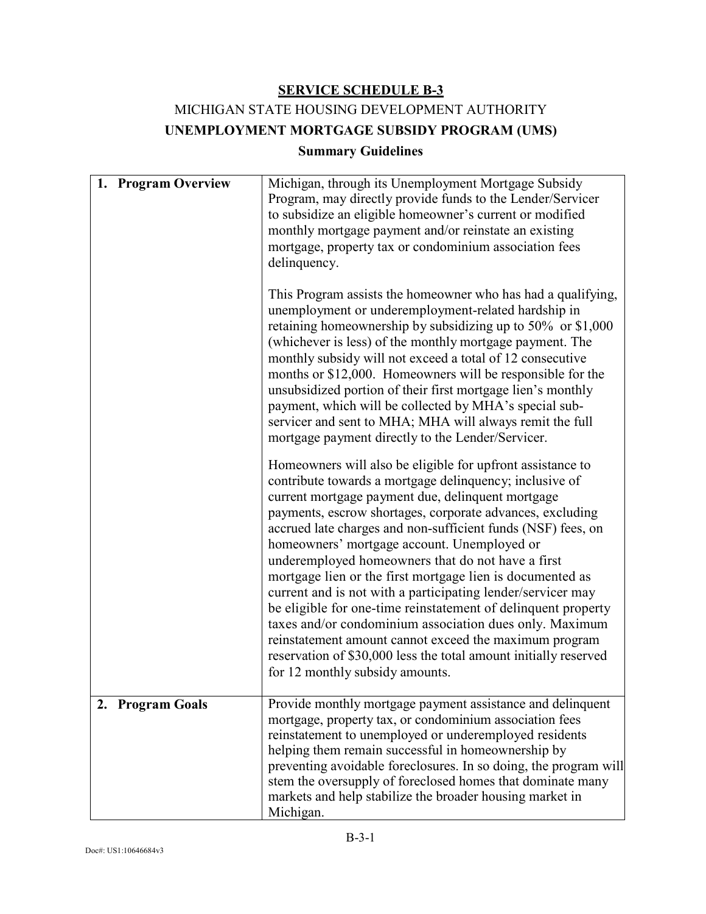**SERVICE SCHEDULE B-3**

MICHIGAN STATE HOUSING DEVELOPMENT AUTHORITY

**UNEMPLOYMENT MORTGAGE SUBSIDY PROGRAM (UMS)**

**Summary Guidelines**

| | |
|---|---|
| **1. Program Overview** | Michigan, through its Unemployment Mortgage Subsidy Program, may directly provide funds to the Lender/Servicer to subsidize an eligible homeowner's current or modified monthly mortgage payment and/or reinstate an existing mortgage, property tax or condominium association fees delinquency.<br><br>This Program assists the homeowner who has had a qualifying, unemployment or underemployment-related hardship in retaining homeownership by subsidizing up to 50% or $1,000 (whichever is less) of the monthly mortgage payment. The monthly subsidy will not exceed a total of 12 consecutive months or $12,000. Homeowners will be responsible for the unsubsidized portion of their first mortgage lien's monthly payment, which will be collected by MHA's special sub-servicer and sent to MHA; MHA will always remit the full mortgage payment directly to the Lender/Servicer.<br><br>Homeowners will also be eligible for upfront assistance to contribute towards a mortgage delinquency; inclusive of current mortgage payment due, delinquent mortgage payments, escrow shortages, corporate advances, excluding accrued late charges and non-sufficient funds (NSF) fees, on homeowners' mortgage account. Unemployed or underemployed homeowners that do not have a first mortgage lien or the first mortgage lien is documented as current and is not with a participating lender/servicer may be eligible for one-time reinstatement of delinquent property taxes and/or condominium association dues only. Maximum reinstatement amount cannot exceed the maximum program reservation of $30,000 less the total amount initially reserved for 12 monthly subsidy amounts. |
| **2. Program Goals** | Provide monthly mortgage payment assistance and delinquent mortgage, property tax, or condominium association fees reinstatement to unemployed or underemployed residents helping them remain successful in homeownership by preventing avoidable foreclosures. In so doing, the program will stem the oversupply of foreclosed homes that dominate many markets and help stabilize the broader housing market in Michigan. |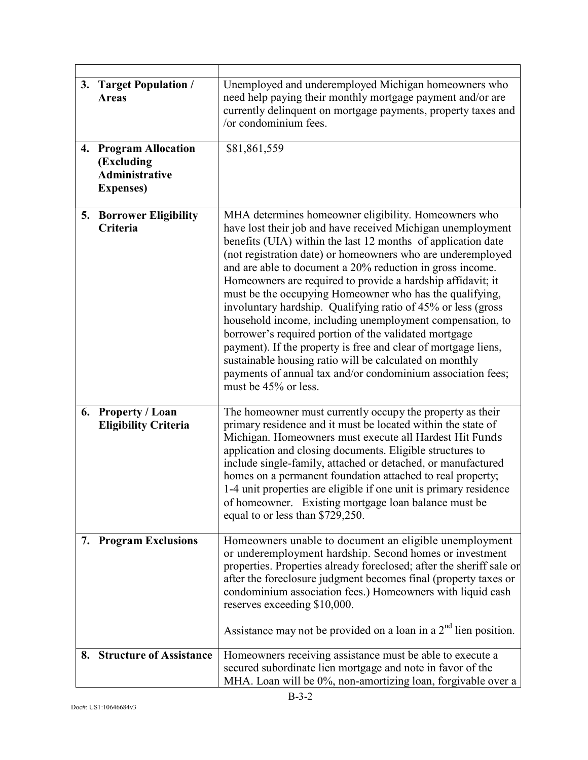| | |
|---|---|
| **3. Target Population / Areas** | Unemployed and underemployed Michigan homeowners who need help paying their monthly mortgage payment and/or are currently delinquent on mortgage payments, property taxes and /or condominium fees. |
| **4. Program Allocation (Excluding Administrative Expenses)** | $81,861,559 |
| **5. Borrower Eligibility Criteria** | MHA determines homeowner eligibility. Homeowners who have lost their job and have received Michigan unemployment benefits (UIA) within the last 12 months of application date (not registration date) or homeowners who are underemployed and are able to document a 20% reduction in gross income. Homeowners are required to provide a hardship affidavit; it must be the occupying Homeowner who has the qualifying, involuntary hardship. Qualifying ratio of 45% or less (gross household income, including unemployment compensation, to borrower's required portion of the validated mortgage payment). If the property is free and clear of mortgage liens, sustainable housing ratio will be calculated on monthly payments of annual tax and/or condominium association fees; must be 45% or less. |
| **6. Property / Loan Eligibility Criteria** | The homeowner must currently occupy the property as their primary residence and it must be located within the state of Michigan. Homeowners must execute all Hardest Hit Funds application and closing documents. Eligible structures to include single-family, attached or detached, or manufactured homes on a permanent foundation attached to real property; 1-4 unit properties are eligible if one unit is primary residence of homeowner. Existing mortgage loan balance must be equal to or less than $729,250. |
| **7. Program Exclusions** | Homeowners unable to document an eligible unemployment or underemployment hardship. Second homes or investment properties. Properties already foreclosed; after the sheriff sale or after the foreclosure judgment becomes final (property taxes or condominium association fees.) Homeowners with liquid cash reserves exceeding $10,000.<br><br>Assistance may not be provided on a loan in a 2nd lien position. |
| **8. Structure of Assistance** | Homeowners receiving assistance must be able to execute a secured subordinate lien mortgage and note in favor of the MHA. Loan will be 0%, non-amortizing loan, forgivable over a |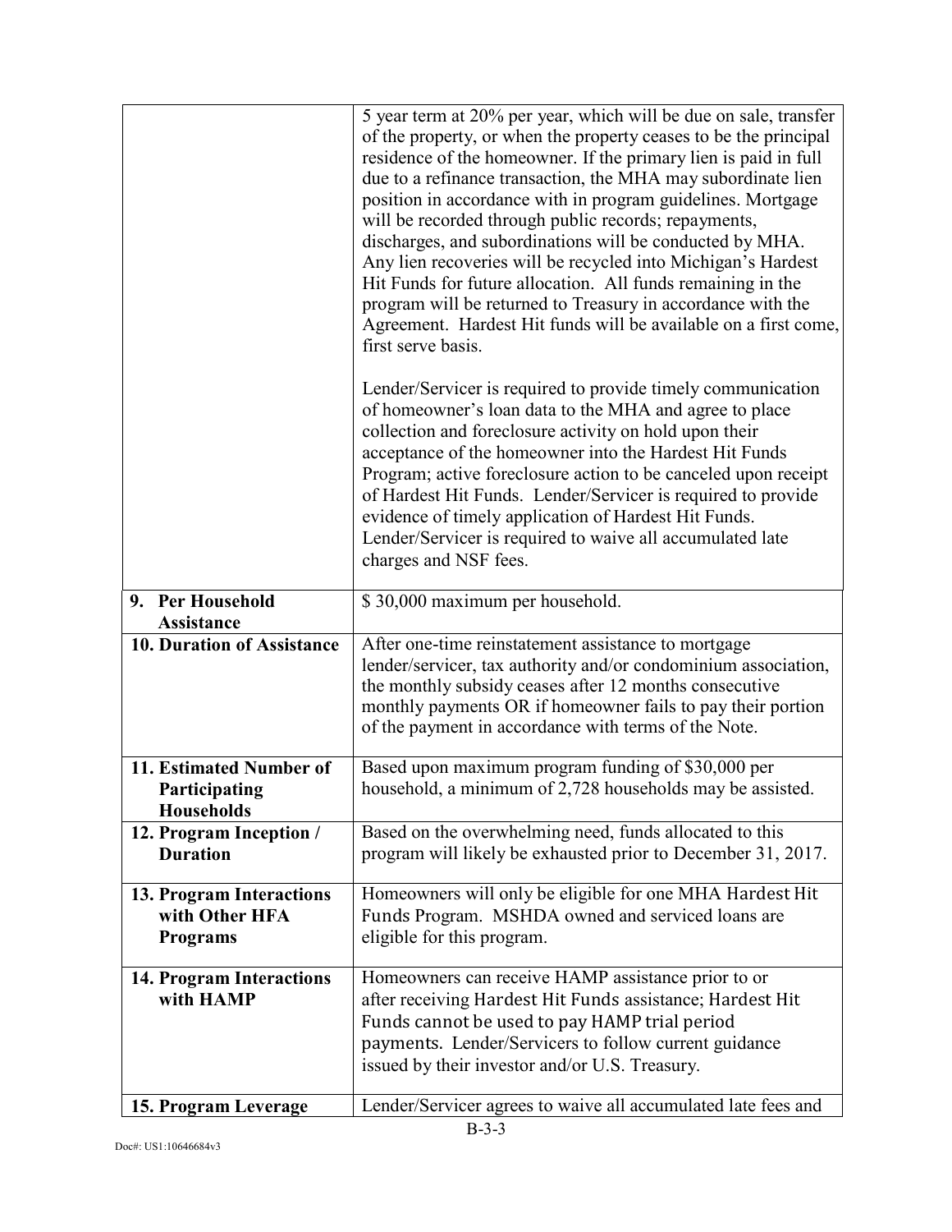| | |
|---|---|
| | 5 year term at 20% per year, which will be due on sale, transfer of the property, or when the property ceases to be the principal residence of the homeowner. If the primary lien is paid in full due to a refinance transaction, the MHA may subordinate lien position in accordance with in program guidelines. Mortgage will be recorded through public records; repayments, discharges, and subordinations will be conducted by MHA. Any lien recoveries will be recycled into Michigan's Hardest Hit Funds for future allocation. All funds remaining in the program will be returned to Treasury in accordance with the Agreement. Hardest Hit funds will be available on a first come, first serve basis.<br><br>Lender/Servicer is required to provide timely communication of homeowner's loan data to the MHA and agree to place collection and foreclosure activity on hold upon their acceptance of the homeowner into the Hardest Hit Funds Program; active foreclosure action to be canceled upon receipt of Hardest Hit Funds. Lender/Servicer is required to provide evidence of timely application of Hardest Hit Funds. Lender/Servicer is required to waive all accumulated late charges and NSF fees. |
| **9. Per Household Assistance** | $ 30,000 maximum per household. |
| **10. Duration of Assistance** | After one-time reinstatement assistance to mortgage lender/servicer, tax authority and/or condominium association, the monthly subsidy ceases after 12 months consecutive monthly payments OR if homeowner fails to pay their portion of the payment in accordance with terms of the Note. |
| **11. Estimated Number of Participating Households** | Based upon maximum program funding of $30,000 per household, a minimum of 2,728 households may be assisted. |
| **12. Program Inception / Duration** | Based on the overwhelming need, funds allocated to this program will likely be exhausted prior to December 31, 2017. |
| **13. Program Interactions with Other HFA Programs** | Homeowners will only be eligible for one MHA Hardest Hit Funds Program. MSHDA owned and serviced loans are eligible for this program. |
| **14. Program Interactions with HAMP** | Homeowners can receive HAMP assistance prior to or after receiving Hardest Hit Funds assistance; Hardest Hit Funds cannot be used to pay HAMP trial period payments. Lender/Servicers to follow current guidance issued by their investor and/or U.S. Treasury. |
| **15. Program Leverage** | Lender/Servicer agrees to waive all accumulated late fees and |

B-3-3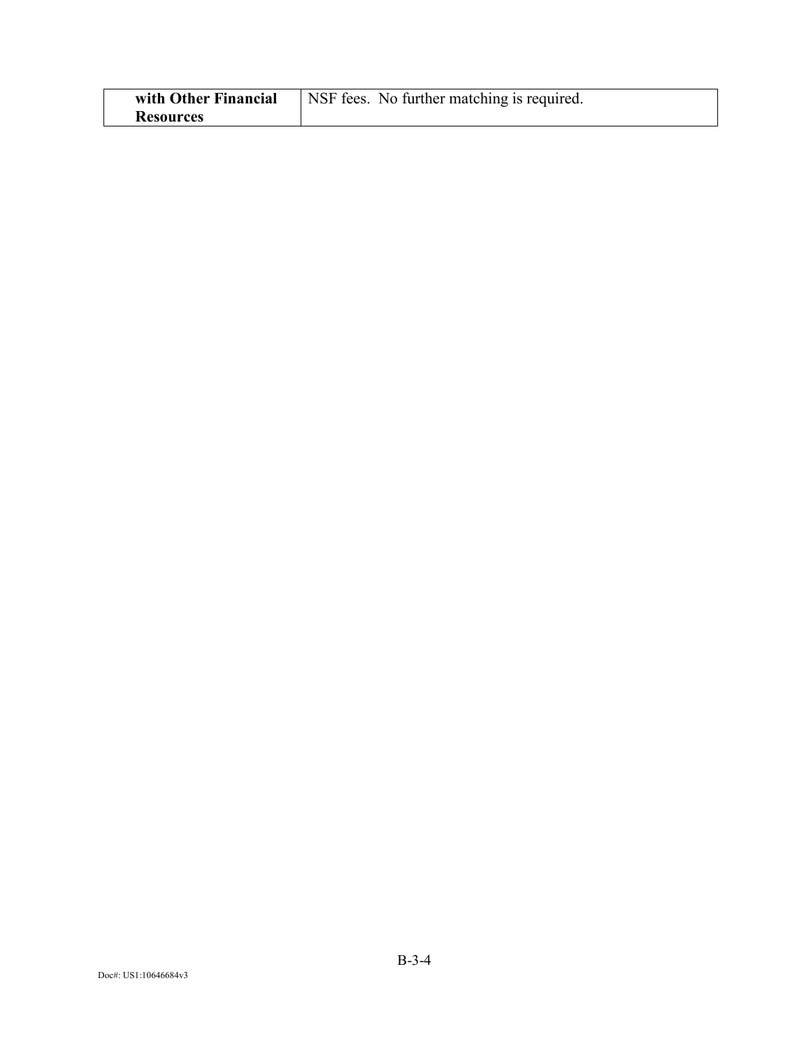| **with Other Financial Resources** | NSF fees. No further matching is required. |
|---|---|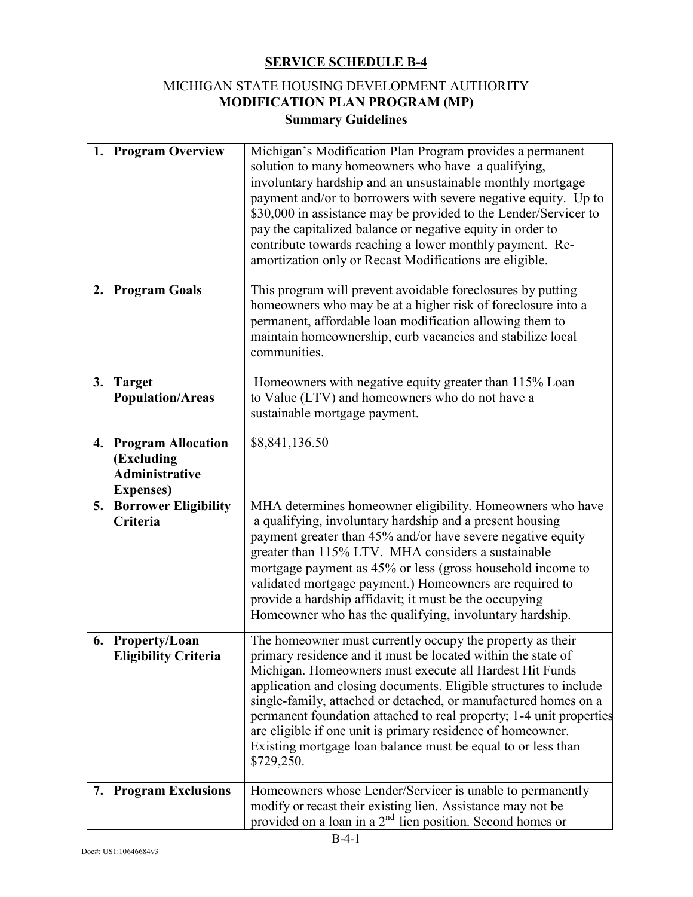**SERVICE SCHEDULE B-4**

MICHIGAN STATE HOUSING DEVELOPMENT AUTHORITY
**MODIFICATION PLAN PROGRAM (MP)**
**Summary Guidelines**

| | |
|---|---|
| **1. Program Overview** | Michigan's Modification Plan Program provides a permanent solution to many homeowners who have a qualifying, involuntary hardship and an unsustainable monthly mortgage payment and/or to borrowers with severe negative equity. Up to $30,000 in assistance may be provided to the Lender/Servicer to pay the capitalized balance or negative equity in order to contribute towards reaching a lower monthly payment. Re-amortization only or Recast Modifications are eligible. |
| **2. Program Goals** | This program will prevent avoidable foreclosures by putting homeowners who may be at a higher risk of foreclosure into a permanent, affordable loan modification allowing them to maintain homeownership, curb vacancies and stabilize local communities. |
| **3. Target Population/Areas** | Homeowners with negative equity greater than 115% Loan to Value (LTV) and homeowners who do not have a sustainable mortgage payment. |
| **4. Program Allocation (Excluding Administrative Expenses)** | $8,841,136.50 |
| **5. Borrower Eligibility Criteria** | MHA determines homeowner eligibility. Homeowners who have a qualifying, involuntary hardship and a present housing payment greater than 45% and/or have severe negative equity greater than 115% LTV. MHA considers a sustainable mortgage payment as 45% or less (gross household income to validated mortgage payment.) Homeowners are required to provide a hardship affidavit; it must be the occupying Homeowner who has the qualifying, involuntary hardship. |
| **6. Property/Loan Eligibility Criteria** | The homeowner must currently occupy the property as their primary residence and it must be located within the state of Michigan. Homeowners must execute all Hardest Hit Funds application and closing documents. Eligible structures to include single-family, attached or detached, or manufactured homes on a permanent foundation attached to real property; 1-4 unit properties are eligible if one unit is primary residence of homeowner. Existing mortgage loan balance must be equal to or less than $729,250. |
| **7. Program Exclusions** | Homeowners whose Lender/Servicer is unable to permanently modify or recast their existing lien. Assistance may not be provided on a loan in a 2nd lien position. Second homes or |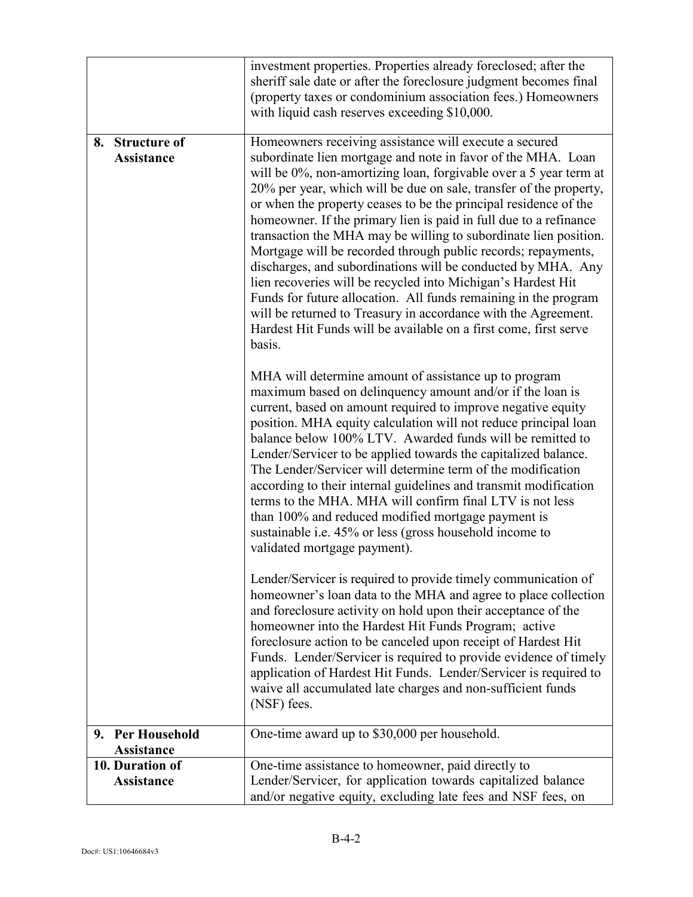| | |
|---|---|
| | investment properties. Properties already foreclosed; after the sheriff sale date or after the foreclosure judgment becomes final (property taxes or condominium association fees.) Homeowners with liquid cash reserves exceeding $10,000. |
| **8. Structure of Assistance** | Homeowners receiving assistance will execute a secured subordinate lien mortgage and note in favor of the MHA. Loan will be 0%, non-amortizing loan, forgivable over a 5 year term at 20% per year, which will be due on sale, transfer of the property, or when the property ceases to be the principal residence of the homeowner. If the primary lien is paid in full due to a refinance transaction the MHA may be willing to subordinate lien position. Mortgage will be recorded through public records; repayments, discharges, and subordinations will be conducted by MHA. Any lien recoveries will be recycled into Michigan's Hardest Hit Funds for future allocation. All funds remaining in the program will be returned to Treasury in accordance with the Agreement. Hardest Hit Funds will be available on a first come, first serve basis.<br><br>MHA will determine amount of assistance up to program maximum based on delinquency amount and/or if the loan is current, based on amount required to improve negative equity position. MHA equity calculation will not reduce principal loan balance below 100% LTV. Awarded funds will be remitted to Lender/Servicer to be applied towards the capitalized balance. The Lender/Servicer will determine term of the modification according to their internal guidelines and transmit modification terms to the MHA. MHA will confirm final LTV is not less than 100% and reduced modified mortgage payment is sustainable i.e. 45% or less (gross household income to validated mortgage payment).<br><br>Lender/Servicer is required to provide timely communication of homeowner's loan data to the MHA and agree to place collection and foreclosure activity on hold upon their acceptance of the homeowner into the Hardest Hit Funds Program; active foreclosure action to be canceled upon receipt of Hardest Hit Funds. Lender/Servicer is required to provide evidence of timely application of Hardest Hit Funds. Lender/Servicer is required to waive all accumulated late charges and non-sufficient funds (NSF) fees. |
| **9. Per Household Assistance** | One-time award up to $30,000 per household. |
| **10. Duration of Assistance** | One-time assistance to homeowner, paid directly to Lender/Servicer, for application towards capitalized balance and/or negative equity, excluding late fees and NSF fees, on |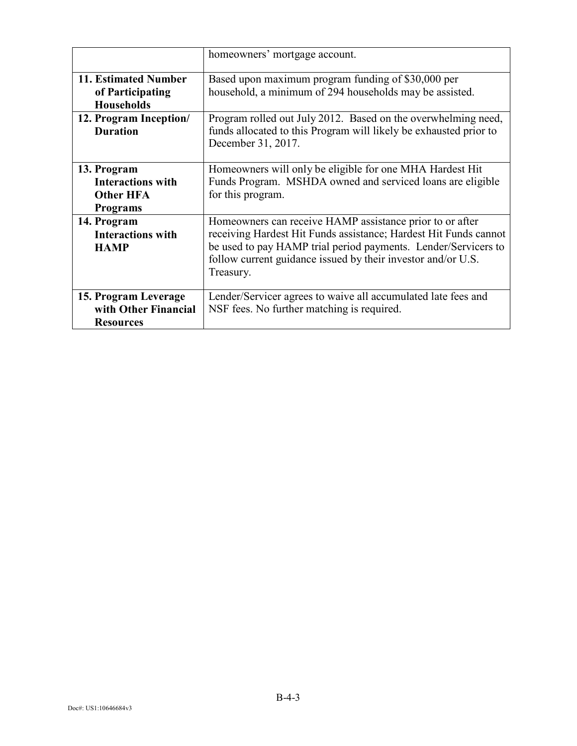| | |
|---|---|
| | homeowners' mortgage account. |
| **11. Estimated Number of Participating Households** | Based upon maximum program funding of $30,000 per household, a minimum of 294 households may be assisted. |
| **12. Program Inception/ Duration** | Program rolled out July 2012. Based on the overwhelming need, funds allocated to this Program will likely be exhausted prior to December 31, 2017. |
| **13. Program Interactions with Other HFA Programs** | Homeowners will only be eligible for one MHA Hardest Hit Funds Program. MSHDA owned and serviced loans are eligible for this program. |
| **14. Program Interactions with HAMP** | Homeowners can receive HAMP assistance prior to or after receiving Hardest Hit Funds assistance; Hardest Hit Funds cannot be used to pay HAMP trial period payments. Lender/Servicers to follow current guidance issued by their investor and/or U.S. Treasury. |
| **15. Program Leverage with Other Financial Resources** | Lender/Servicer agrees to waive all accumulated late fees and NSF fees. No further matching is required. |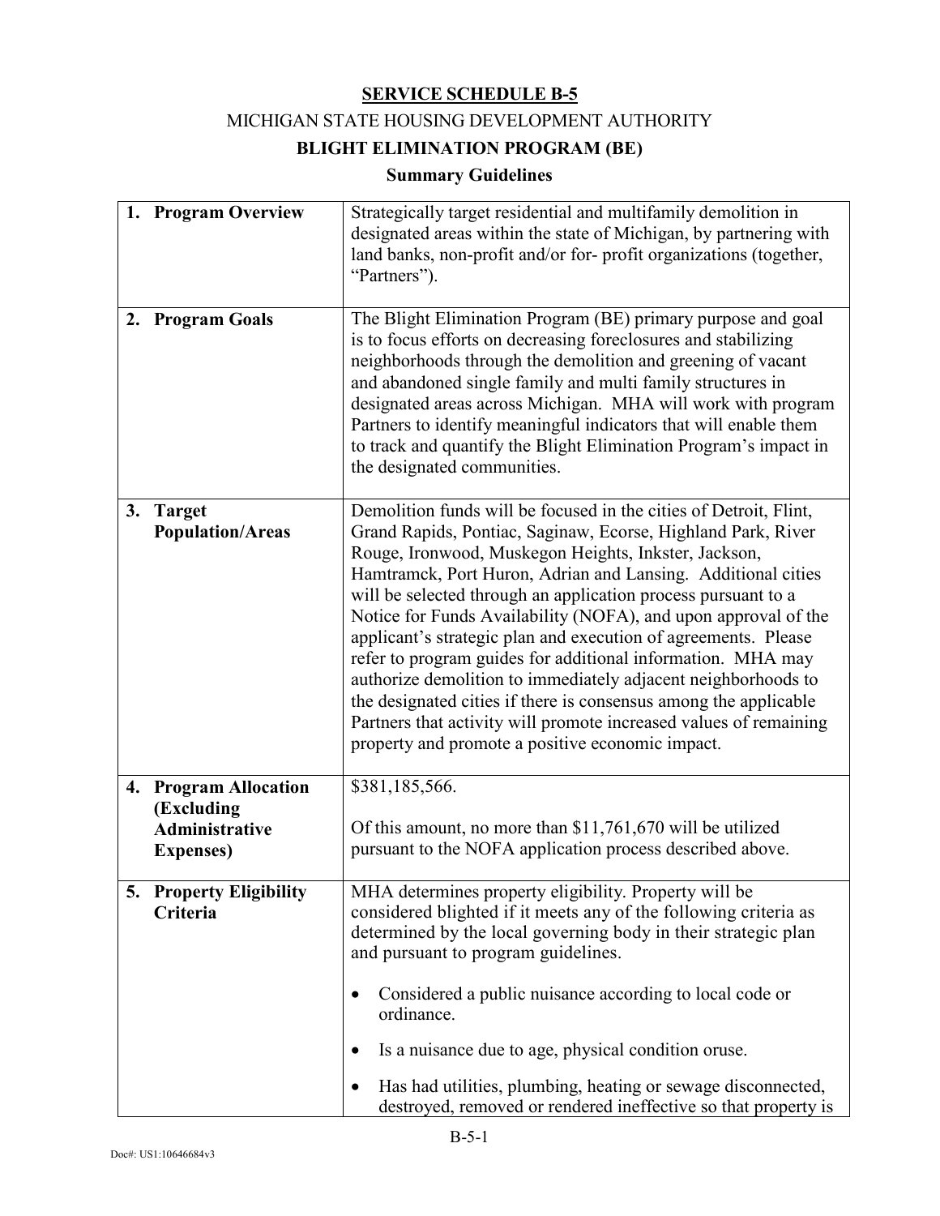# SERVICE SCHEDULE B-5

## MICHIGAN STATE HOUSING DEVELOPMENT AUTHORITY

## BLIGHT ELIMINATION PROGRAM (BE)

### Summary Guidelines

| | |
|---|---|
| **1. Program Overview** | Strategically target residential and multifamily demolition in designated areas within the state of Michigan, by partnering with land banks, non-profit and/or for- profit organizations (together, "Partners"). |
| **2. Program Goals** | The Blight Elimination Program (BE) primary purpose and goal is to focus efforts on decreasing foreclosures and stabilizing neighborhoods through the demolition and greening of vacant and abandoned single family and multi family structures in designated areas across Michigan. MHA will work with program Partners to identify meaningful indicators that will enable them to track and quantify the Blight Elimination Program's impact in the designated communities. |
| **3. Target Population/Areas** | Demolition funds will be focused in the cities of Detroit, Flint, Grand Rapids, Pontiac, Saginaw, Ecorse, Highland Park, River Rouge, Ironwood, Muskegon Heights, Inkster, Jackson, Hamtramck, Port Huron, Adrian and Lansing. Additional cities will be selected through an application process pursuant to a Notice for Funds Availability (NOFA), and upon approval of the applicant's strategic plan and execution of agreements. Please refer to program guides for additional information. MHA may authorize demolition to immediately adjacent neighborhoods to the designated cities if there is consensus among the applicable Partners that activity will promote increased values of remaining property and promote a positive economic impact. |
| **4. Program Allocation (Excluding Administrative Expenses)** | $381,185,566.<br><br>Of this amount, no more than $11,761,670 will be utilized pursuant to the NOFA application process described above. |
| **5. Property Eligibility Criteria** | MHA determines property eligibility. Property will be considered blighted if it meets any of the following criteria as determined by the local governing body in their strategic plan and pursuant to program guidelines.<br><br>• Considered a public nuisance according to local code or ordinance.<br><br>• Is a nuisance due to age, physical condition oruse.<br><br>• Has had utilities, plumbing, heating or sewage disconnected, destroyed, removed or rendered ineffective so that property is |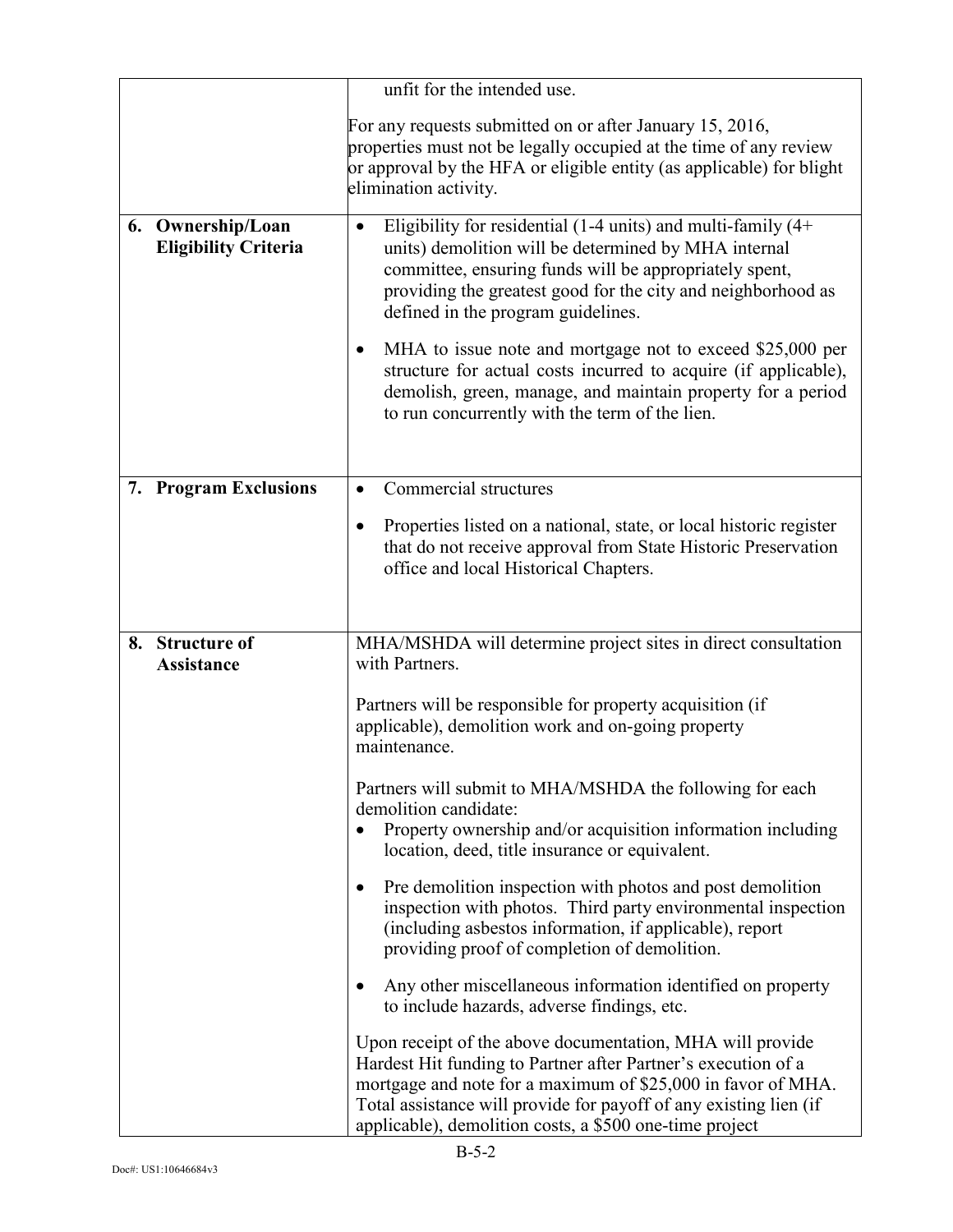| | |
|---|---|
| | unfit for the intended use.<br><br>For any requests submitted on or after January 15, 2016, properties must not be legally occupied at the time of any review or approval by the HFA or eligible entity (as applicable) for blight elimination activity. |
| **6. Ownership/Loan Eligibility Criteria** | • Eligibility for residential (1-4 units) and multi-family (4+ units) demolition will be determined by MHA internal committee, ensuring funds will be appropriately spent, providing the greatest good for the city and neighborhood as defined in the program guidelines.<br><br>• MHA to issue note and mortgage not to exceed $25,000 per structure for actual costs incurred to acquire (if applicable), demolish, green, manage, and maintain property for a period to run concurrently with the term of the lien. |
| **7. Program Exclusions** | • Commercial structures<br><br>• Properties listed on a national, state, or local historic register that do not receive approval from State Historic Preservation office and local Historical Chapters. |
| **8. Structure of Assistance** | MHA/MSHDA will determine project sites in direct consultation with Partners.<br><br>Partners will be responsible for property acquisition (if applicable), demolition work and on-going property maintenance.<br><br>Partners will submit to MHA/MSHDA the following for each demolition candidate:<br>• Property ownership and/or acquisition information including location, deed, title insurance or equivalent.<br><br>• Pre demolition inspection with photos and post demolition inspection with photos. Third party environmental inspection (including asbestos information, if applicable), report providing proof of completion of demolition.<br><br>• Any other miscellaneous information identified on property to include hazards, adverse findings, etc.<br><br>Upon receipt of the above documentation, MHA will provide Hardest Hit funding to Partner after Partner's execution of a mortgage and note for a maximum of $25,000 in favor of MHA. Total assistance will provide for payoff of any existing lien (if applicable), demolition costs, a $500 one-time project |

B-5-2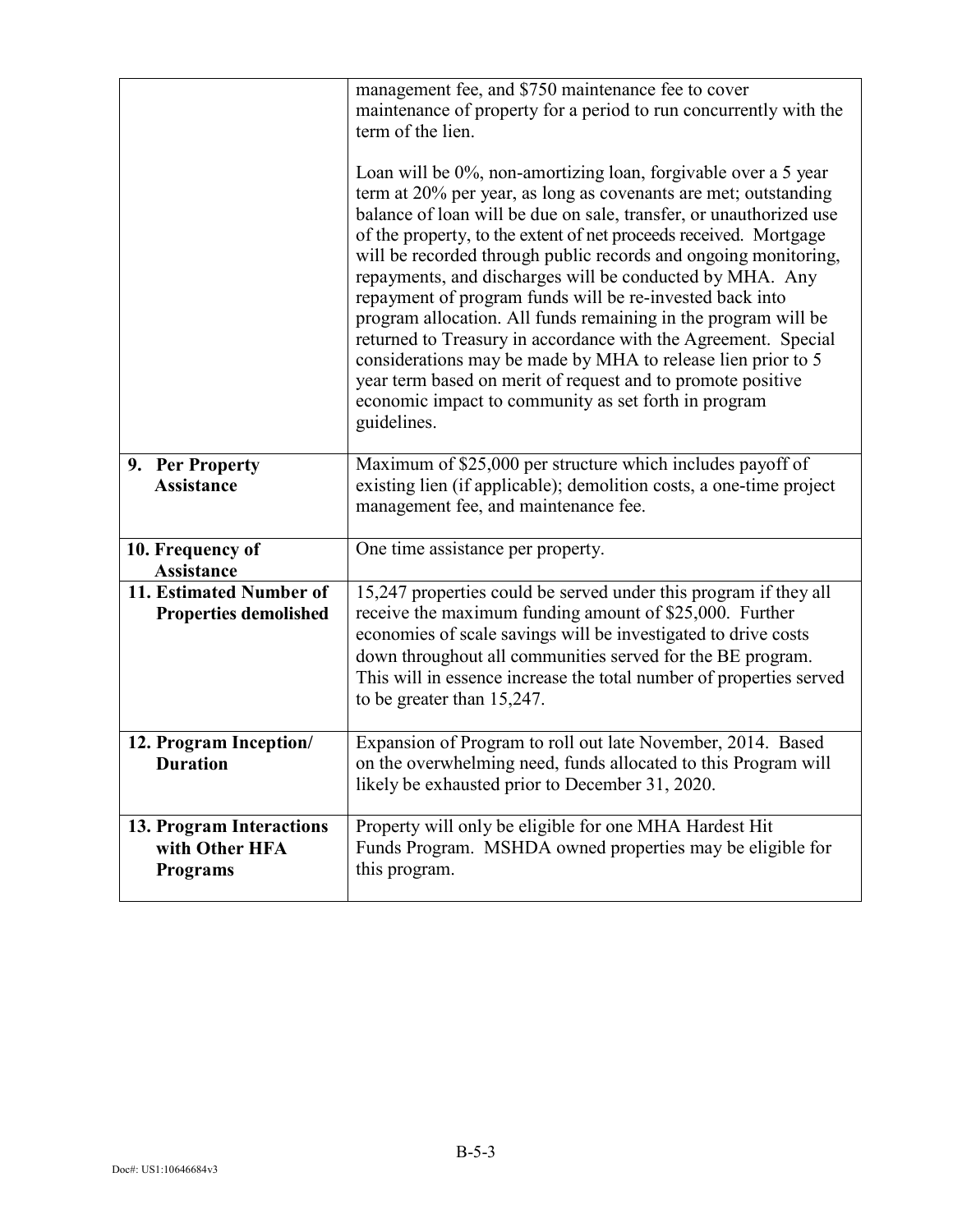| | |
|---|---|
| | management fee, and $750 maintenance fee to cover maintenance of property for a period to run concurrently with the term of the lien.<br><br>Loan will be 0%, non-amortizing loan, forgivable over a 5 year term at 20% per year, as long as covenants are met; outstanding balance of loan will be due on sale, transfer, or unauthorized use of the property, to the extent of net proceeds received. Mortgage will be recorded through public records and ongoing monitoring, repayments, and discharges will be conducted by MHA. Any repayment of program funds will be re-invested back into program allocation. All funds remaining in the program will be returned to Treasury in accordance with the Agreement. Special considerations may be made by MHA to release lien prior to 5 year term based on merit of request and to promote positive economic impact to community as set forth in program guidelines. |
| **9. Per Property Assistance** | Maximum of $25,000 per structure which includes payoff of existing lien (if applicable); demolition costs, a one-time project management fee, and maintenance fee. |
| **10. Frequency of Assistance** | One time assistance per property. |
| **11. Estimated Number of Properties demolished** | 15,247 properties could be served under this program if they all receive the maximum funding amount of $25,000. Further economies of scale savings will be investigated to drive costs down throughout all communities served for the BE program. This will in essence increase the total number of properties served to be greater than 15,247. |
| **12. Program Inception/ Duration** | Expansion of Program to roll out late November, 2014. Based on the overwhelming need, funds allocated to this Program will likely be exhausted prior to December 31, 2020. |
| **13. Program Interactions with Other HFA Programs** | Property will only be eligible for one MHA Hardest Hit Funds Program. MSHDA owned properties may be eligible for this program. |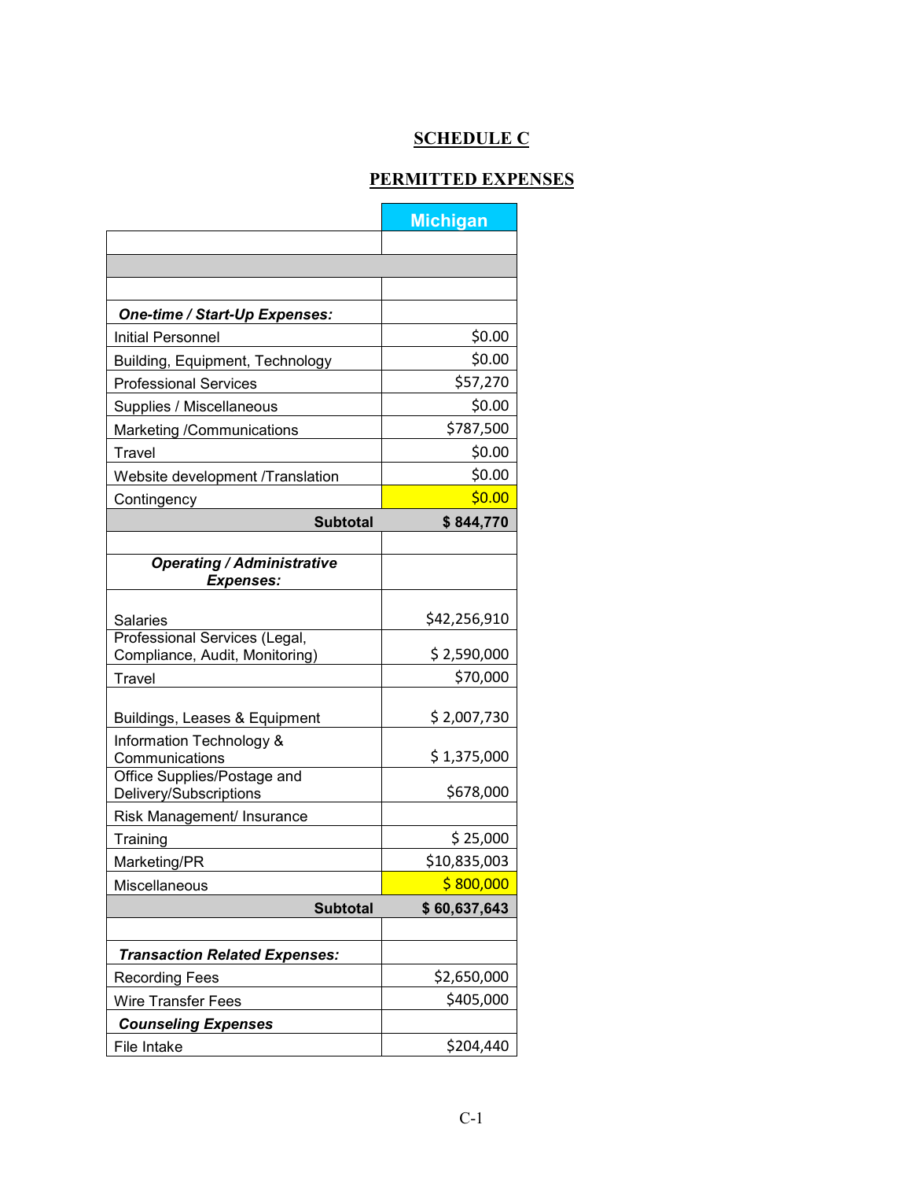**SCHEDULE C**

**PERMITTED EXPENSES**

| | Michigan |
|---|---|
| | |
| | |
| | |
| ***One-time / Start-Up Expenses:*** | |
| Initial Personnel | $0.00 |
| Building, Equipment, Technology | $0.00 |
| Professional Services | $57,270 |
| Supplies / Miscellaneous | $0.00 |
| Marketing /Communications | $787,500 |
| Travel | $0.00 |
| Website development /Translation | $0.00 |
| Contingency | $0.00 |
| **Subtotal** | **$ 844,770** |
| | |
| ***Operating / Administrative Expenses:*** | |
| Salaries | $42,256,910 |
| Professional Services (Legal, Compliance, Audit, Monitoring) | $ 2,590,000 |
| Travel | $70,000 |
| Buildings, Leases & Equipment | $ 2,007,730 |
| Information Technology & Communications | $ 1,375,000 |
| Office Supplies/Postage and Delivery/Subscriptions | $678,000 |
| Risk Management/ Insurance | |
| Training | $ 25,000 |
| Marketing/PR | $10,835,003 |
| Miscellaneous | $ 800,000 |
| **Subtotal** | **$ 60,637,643** |
| | |
| ***Transaction Related Expenses:*** | |
| Recording Fees | $2,650,000 |
| Wire Transfer Fees | $405,000 |
| ***Counseling Expenses*** | |
| File Intake | $204,440 |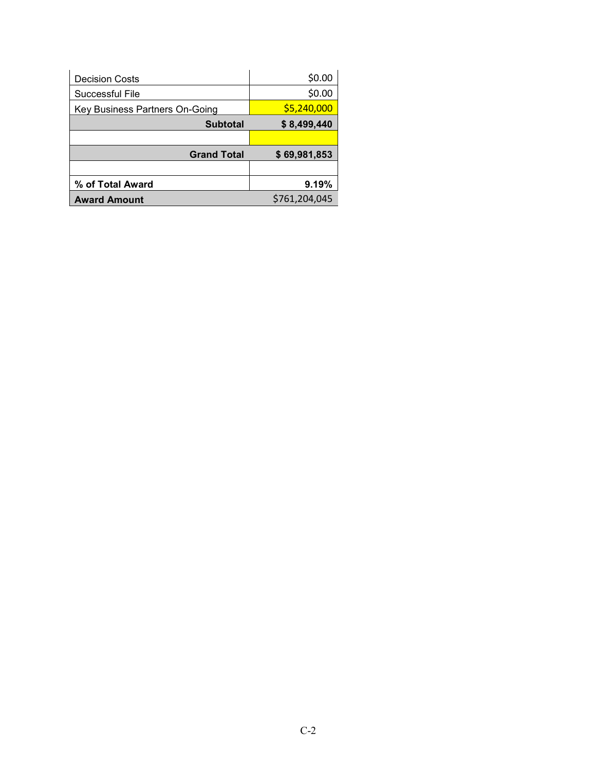| | |
|---|---|
| Decision Costs | $0.00 |
| Successful File | $0.00 |
| Key Business Partners On-Going | $5,240,000 |
| **Subtotal** | **$ 8,499,440** |
| | |
| **Grand Total** | **$ 69,981,853** |
| | |
| **% of Total Award** | **9.19%** |
| **Award Amount** | $761,204,045 |